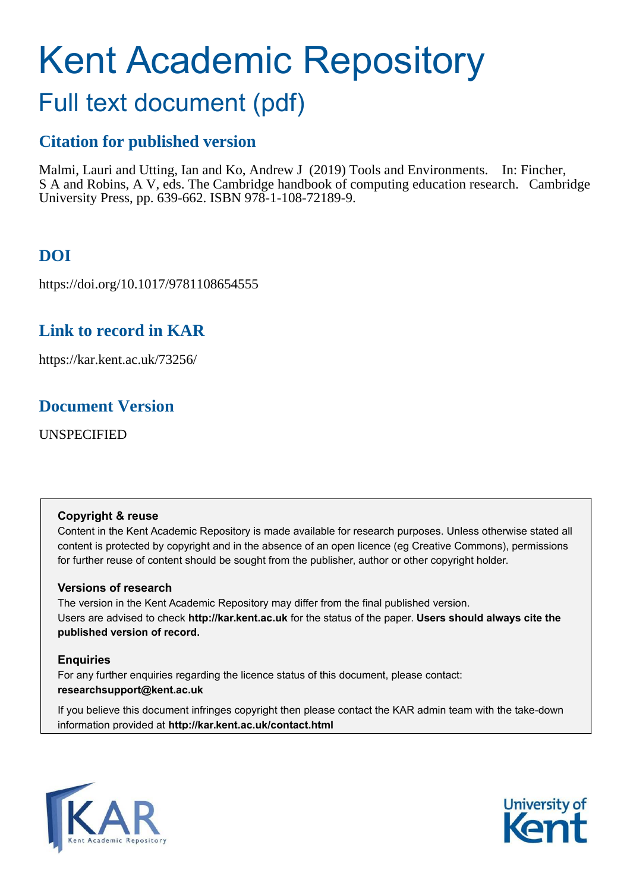# Kent Academic Repository

## Full text document (pdf)

### Citation for published version

Malmi, Lauri and Utting, Ian and Ko, Andrew J (2019) Tools and Environments. In: Fincher, S A and Robins, A V, eds. The Cambridge handbook of computing education research. Cambridge University Press, pp. 639-662. ISBN 978-1-108-72189-9.

### DOI

https://doi.org/10.1017/9781108654555

### Link to record in KAR

https://kar.kent.ac.uk/73256/

### Document Version

UNSPECIFIED

**Copyright & reuse**

Content in the Kent Academic Repository is made available for research purposes. Unless otherwise stated all content is protected by copyright and in the absence of an open licence (eg Creative Commons), permissions for further reuse of content should be sought from the publisher, author or other copyright holder.

**Versions of research**

The version in the Kent Academic Repository may differ from the final published version. Users are advised to check **http://kar.kent.ac.uk** for the status of the paper. **Users should always cite the published version of record.**

**Enquiries**

For any further enquiries regarding the licence status of this document, please contact: **researchsupport@kent.ac.uk**

If you believe this document infringes copyright then please contact the KAR admin team with the take-down information provided at **http://kar.kent.ac.uk/contact.html**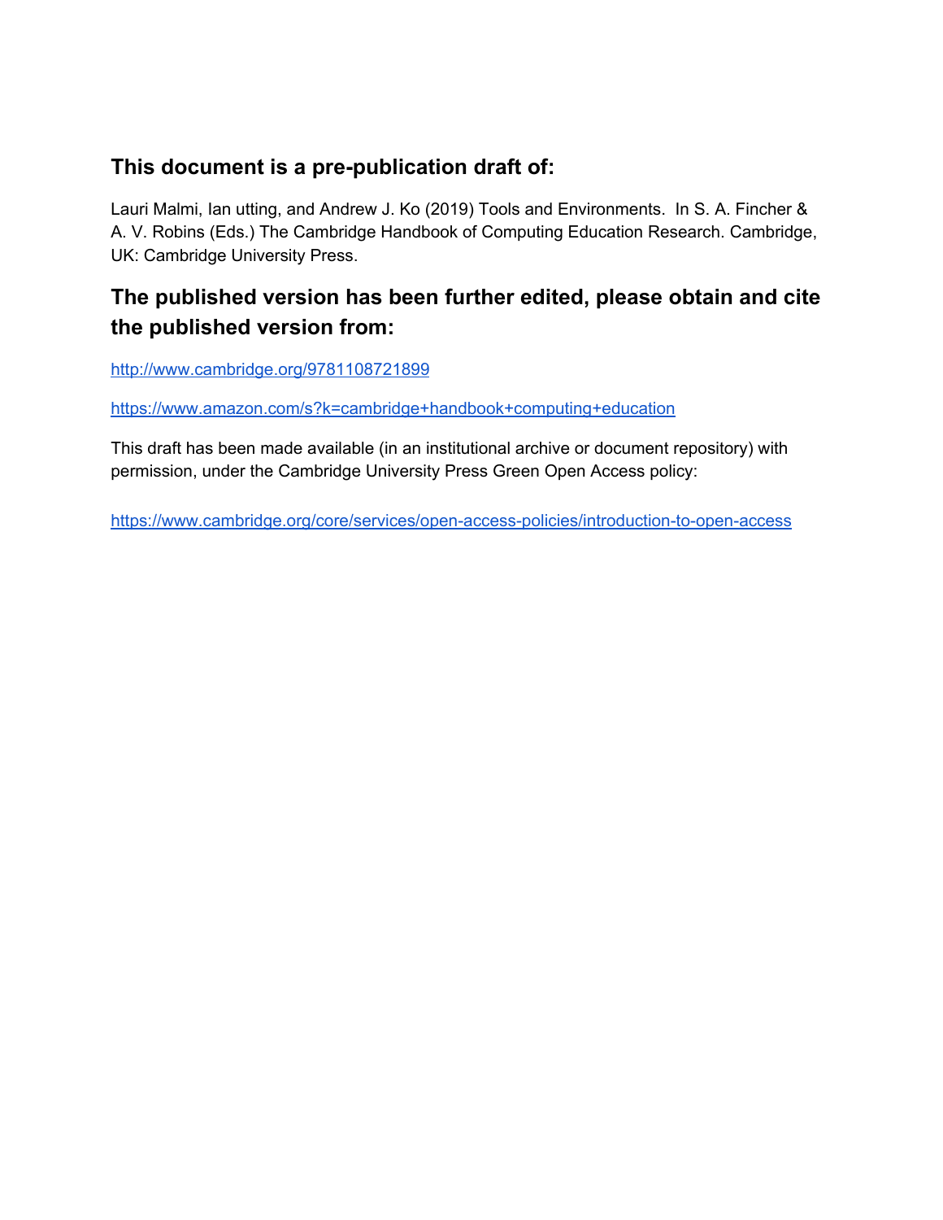## This document is a pre-publication draft of:

Lauri Malmi, Ian utting, and Andrew J. Ko (2019) Tools and Environments. In S. A. Fincher & A. V. Robins (Eds.) The Cambridge Handbook of Computing Education Research. Cambridge, UK: Cambridge University Press.

## The published version has been further edited, please obtain and cite the published version from:

http://www.cambridge.org/9781108721899

https://www.amazon.com/s?k=cambridge+handbook+computing+education

This draft has been made available (in an institutional archive or document repository) with permission, under the Cambridge University Press Green Open Access policy:

https://www.cambridge.org/core/services/open-access-policies/introduction-to-open-access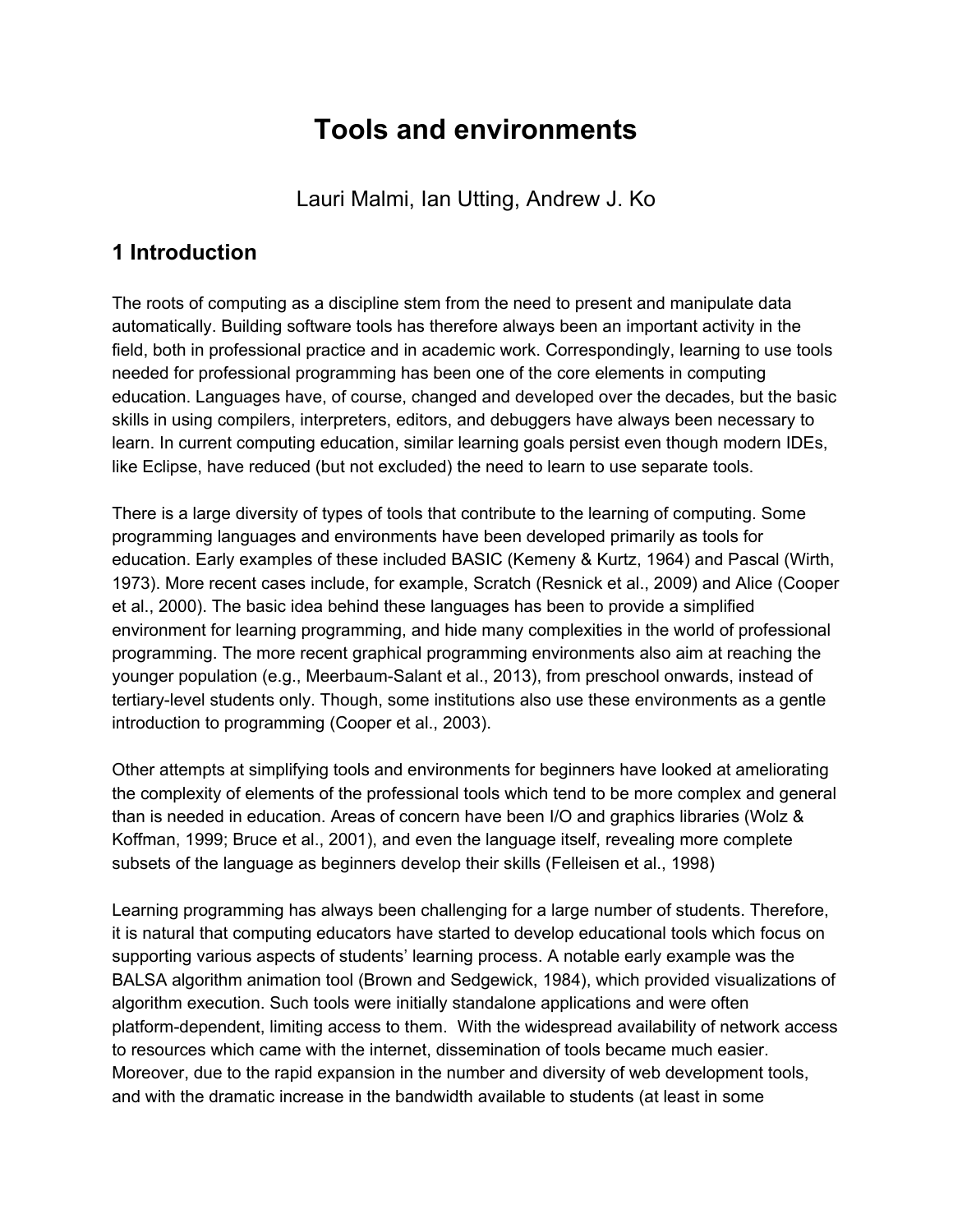# Tools and environments

Lauri Malmi, Ian Utting, Andrew J. Ko

## 1 Introduction

The roots of computing as a discipline stem from the need to present and manipulate data automatically. Building software tools has therefore always been an important activity in the field, both in professional practice and in academic work. Correspondingly, learning to use tools needed for professional programming has been one of the core elements in computing education. Languages have, of course, changed and developed over the decades, but the basic skills in using compilers, interpreters, editors, and debuggers have always been necessary to learn. In current computing education, similar learning goals persist even though modern IDEs, like Eclipse, have reduced (but not excluded) the need to learn to use separate tools.

There is a large diversity of types of tools that contribute to the learning of computing. Some programming languages and environments have been developed primarily as tools for education. Early examples of these included BASIC (Kemeny & Kurtz, 1964) and Pascal (Wirth, 1973). More recent cases include, for example, Scratch (Resnick et al., 2009) and Alice (Cooper et al., 2000). The basic idea behind these languages has been to provide a simplified environment for learning programming, and hide many complexities in the world of professional programming. The more recent graphical programming environments also aim at reaching the younger population (e.g., Meerbaum-Salant et al., 2013), from preschool onwards, instead of tertiary-level students only. Though, some institutions also use these environments as a gentle introduction to programming (Cooper et al., 2003).

Other attempts at simplifying tools and environments for beginners have looked at ameliorating the complexity of elements of the professional tools which tend to be more complex and general than is needed in education. Areas of concern have been I/O and graphics libraries (Wolz & Koffman, 1999; Bruce et al., 2001), and even the language itself, revealing more complete subsets of the language as beginners develop their skills (Felleisen et al., 1998)

Learning programming has always been challenging for a large number of students. Therefore, it is natural that computing educators have started to develop educational tools which focus on supporting various aspects of students' learning process. A notable early example was the BALSA algorithm animation tool (Brown and Sedgewick, 1984), which provided visualizations of algorithm execution. Such tools were initially standalone applications and were often platform-dependent, limiting access to them. With the widespread availability of network access to resources which came with the internet, dissemination of tools became much easier. Moreover, due to the rapid expansion in the number and diversity of web development tools, and with the dramatic increase in the bandwidth available to students (at least in some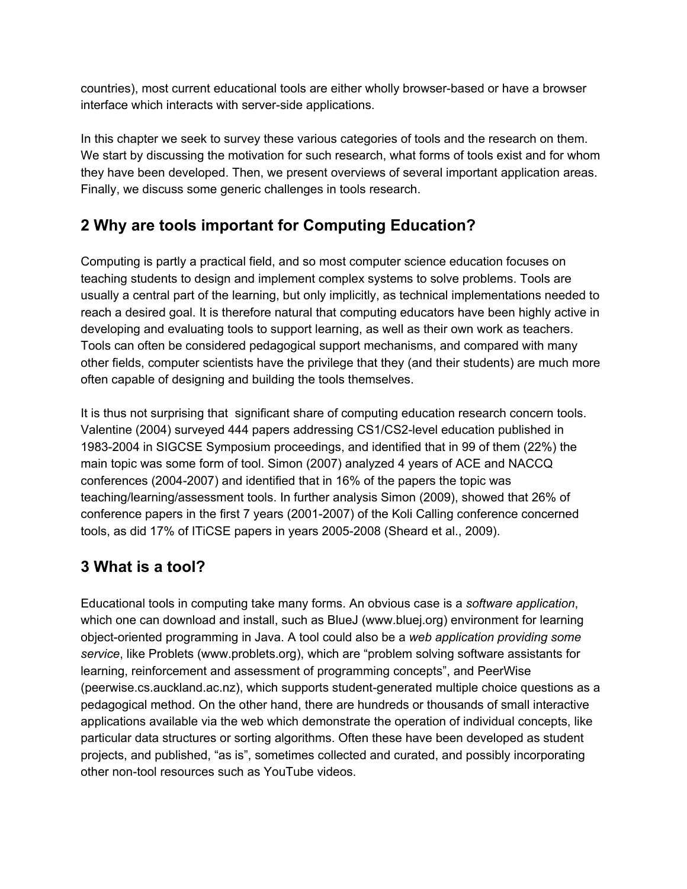countries), most current educational tools are either wholly browser-based or have a browser interface which interacts with server-side applications.

In this chapter we seek to survey these various categories of tools and the research on them. We start by discussing the motivation for such research, what forms of tools exist and for whom they have been developed. Then, we present overviews of several important application areas. Finally, we discuss some generic challenges in tools research.

## 2 Why are tools important for Computing Education?

Computing is partly a practical field, and so most computer science education focuses on teaching students to design and implement complex systems to solve problems. Tools are usually a central part of the learning, but only implicitly, as technical implementations needed to reach a desired goal. It is therefore natural that computing educators have been highly active in developing and evaluating tools to support learning, as well as their own work as teachers. Tools can often be considered pedagogical support mechanisms, and compared with many other fields, computer scientists have the privilege that they (and their students) are much more often capable of designing and building the tools themselves.

It is thus not surprising that  significant share of computing education research concern tools. Valentine (2004) surveyed 444 papers addressing CS1/CS2-level education published in 1983-2004 in SIGCSE Symposium proceedings, and identified that in 99 of them (22%) the main topic was some form of tool. Simon (2007) analyzed 4 years of ACE and NACCQ conferences (2004-2007) and identified that in 16% of the papers the topic was teaching/learning/assessment tools. In further analysis Simon (2009), showed that 26% of conference papers in the first 7 years (2001-2007) of the Koli Calling conference concerned tools, as did 17% of ITiCSE papers in years 2005-2008 (Sheard et al., 2009).

## 3 What is a tool?

Educational tools in computing take many forms. An obvious case is a *software application*, which one can download and install, such as BlueJ (www.bluej.org) environment for learning object-oriented programming in Java. A tool could also be a *web application providing some service*, like Problets (www.problets.org), which are "problem solving software assistants for learning, reinforcement and assessment of programming concepts", and PeerWise (peerwise.cs.auckland.ac.nz), which supports student-generated multiple choice questions as a pedagogical method. On the other hand, there are hundreds or thousands of small interactive applications available via the web which demonstrate the operation of individual concepts, like particular data structures or sorting algorithms. Often these have been developed as student projects, and published, "as is", sometimes collected and curated, and possibly incorporating other non-tool resources such as YouTube videos.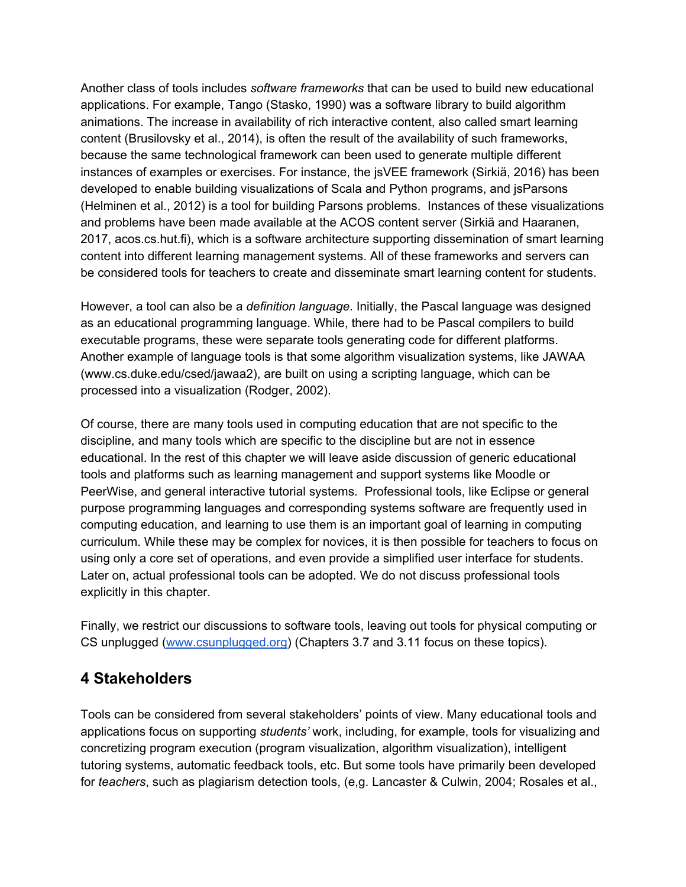Another class of tools includes *software frameworks* that can be used to build new educational applications. For example, Tango (Stasko, 1990) was a software library to build algorithm animations. The increase in availability of rich interactive content, also called smart learning content (Brusilovsky et al., 2014), is often the result of the availability of such frameworks, because the same technological framework can been used to generate multiple different instances of examples or exercises. For instance, the jsVEE framework (Sirkiä, 2016) has been developed to enable building visualizations of Scala and Python programs, and jsParsons (Helminen et al., 2012) is a tool for building Parsons problems. Instances of these visualizations and problems have been made available at the ACOS content server (Sirkiä and Haaranen, 2017, acos.cs.hut.fi), which is a software architecture supporting dissemination of smart learning content into different learning management systems. All of these frameworks and servers can be considered tools for teachers to create and disseminate smart learning content for students.

However, a tool can also be a *definition language*. Initially, the Pascal language was designed as an educational programming language. While, there had to be Pascal compilers to build executable programs, these were separate tools generating code for different platforms. Another example of language tools is that some algorithm visualization systems, like JAWAA (www.cs.duke.edu/csed/jawaa2), are built on using a scripting language, which can be processed into a visualization (Rodger, 2002).

Of course, there are many tools used in computing education that are not specific to the discipline, and many tools which are specific to the discipline but are not in essence educational. In the rest of this chapter we will leave aside discussion of generic educational tools and platforms such as learning management and support systems like Moodle or PeerWise, and general interactive tutorial systems. Professional tools, like Eclipse or general purpose programming languages and corresponding systems software are frequently used in computing education, and learning to use them is an important goal of learning in computing curriculum. While these may be complex for novices, it is then possible for teachers to focus on using only a core set of operations, and even provide a simplified user interface for students. Later on, actual professional tools can be adopted. We do not discuss professional tools explicitly in this chapter.

Finally, we restrict our discussions to software tools, leaving out tools for physical computing or CS unplugged ([www.csunplugged.org](www.csunplugged.org)) (Chapters 3.7 and 3.11 focus on these topics).

## 4 Stakeholders

Tools can be considered from several stakeholders' points of view. Many educational tools and applications focus on supporting *students'* work, including, for example, tools for visualizing and concretizing program execution (program visualization, algorithm visualization), intelligent tutoring systems, automatic feedback tools, etc. But some tools have primarily been developed for *teachers*, such as plagiarism detection tools, (e,g. Lancaster & Culwin, 2004; Rosales et al.,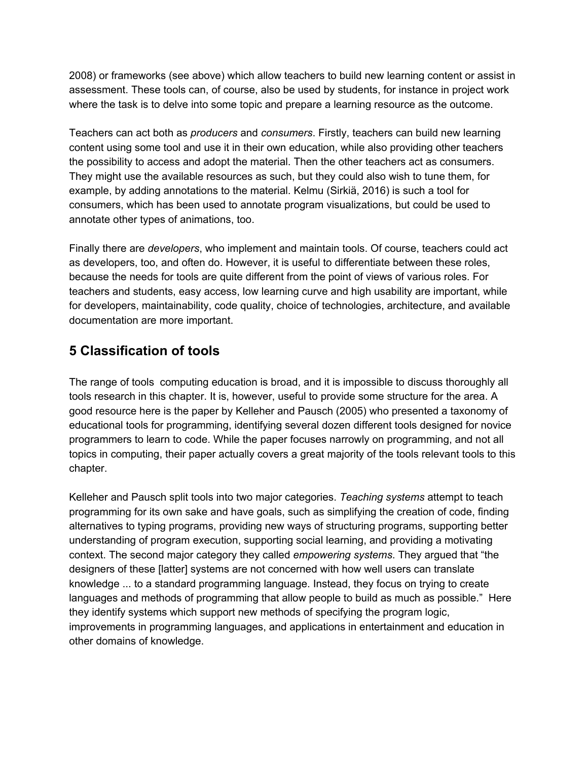2008) or frameworks (see above) which allow teachers to build new learning content or assist in assessment. These tools can, of course, also be used by students, for instance in project work where the task is to delve into some topic and prepare a learning resource as the outcome.

Teachers can act both as *producers* and *consumers*. Firstly, teachers can build new learning content using some tool and use it in their own education, while also providing other teachers the possibility to access and adopt the material. Then the other teachers act as consumers. They might use the available resources as such, but they could also wish to tune them, for example, by adding annotations to the material. Kelmu (Sirkiä, 2016) is such a tool for consumers, which has been used to annotate program visualizations, but could be used to annotate other types of animations, too.

Finally there are *developers*, who implement and maintain tools. Of course, teachers could act as developers, too, and often do. However, it is useful to differentiate between these roles, because the needs for tools are quite different from the point of views of various roles. For teachers and students, easy access, low learning curve and high usability are important, while for developers, maintainability, code quality, choice of technologies, architecture, and available documentation are more important.

## 5 Classification of tools

The range of tools  computing education is broad, and it is impossible to discuss thoroughly all tools research in this chapter. It is, however, useful to provide some structure for the area. A good resource here is the paper by Kelleher and Pausch (2005) who presented a taxonomy of educational tools for programming, identifying several dozen different tools designed for novice programmers to learn to code. While the paper focuses narrowly on programming, and not all topics in computing, their paper actually covers a great majority of the tools relevant tools to this chapter.

Kelleher and Pausch split tools into two major categories. *Teaching systems* attempt to teach programming for its own sake and have goals, such as simplifying the creation of code, finding alternatives to typing programs, providing new ways of structuring programs, supporting better understanding of program execution, supporting social learning, and providing a motivating context. The second major category they called *empowering systems*. They argued that "the designers of these [latter] systems are not concerned with how well users can translate knowledge ... to a standard programming language. Instead, they focus on trying to create languages and methods of programming that allow people to build as much as possible."  Here they identify systems which support new methods of specifying the program logic, improvements in programming languages, and applications in entertainment and education in other domains of knowledge.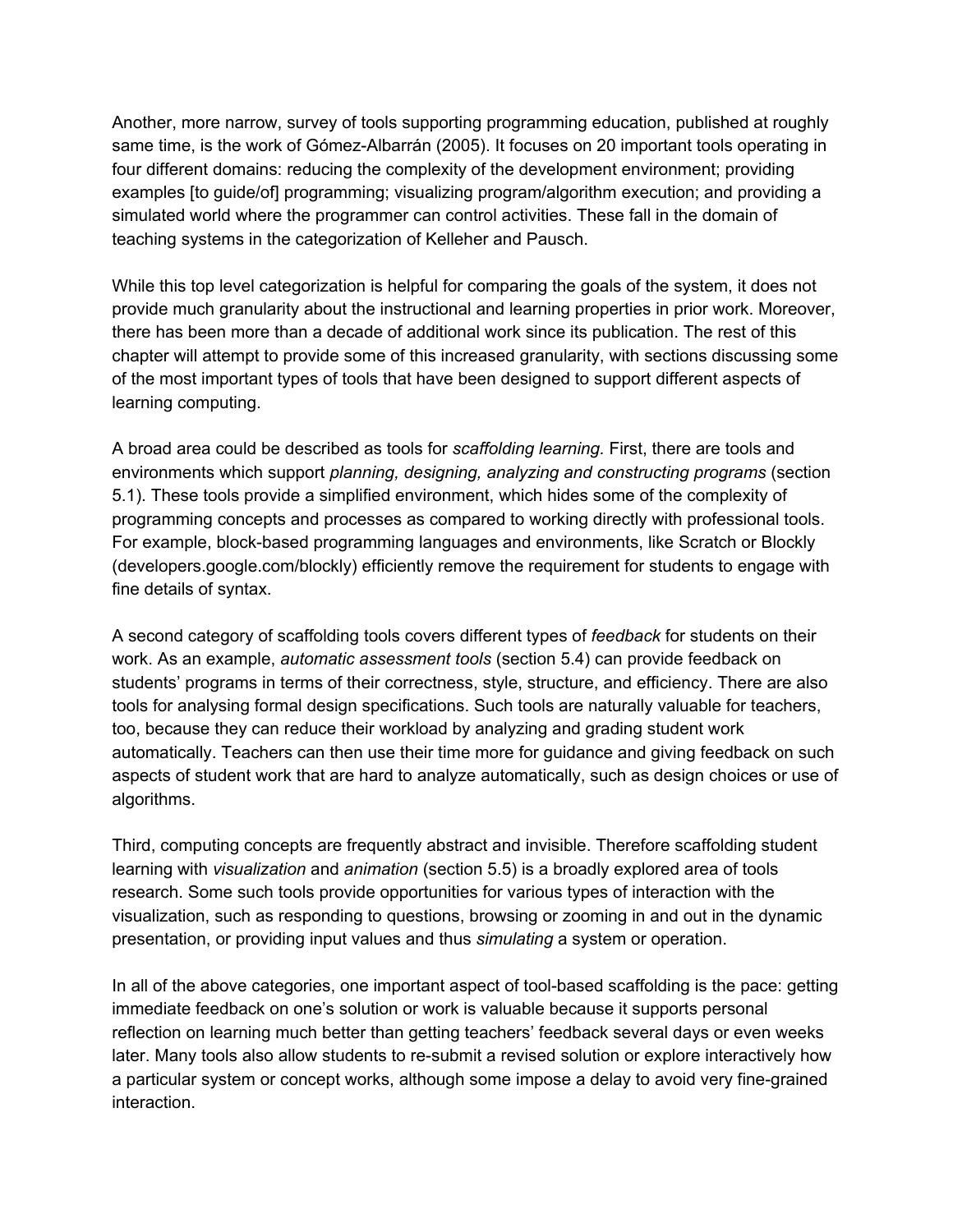Another, more narrow, survey of tools supporting programming education, published at roughly same time, is the work of Gómez-Albarrán (2005). It focuses on 20 important tools operating in four different domains: reducing the complexity of the development environment; providing examples [to guide/of] programming; visualizing program/algorithm execution; and providing a simulated world where the programmer can control activities. These fall in the domain of teaching systems in the categorization of Kelleher and Pausch.

While this top level categorization is helpful for comparing the goals of the system, it does not provide much granularity about the instructional and learning properties in prior work. Moreover, there has been more than a decade of additional work since its publication. The rest of this chapter will attempt to provide some of this increased granularity, with sections discussing some of the most important types of tools that have been designed to support different aspects of learning computing.

A broad area could be described as tools for *scaffolding learning.* First, there are tools and environments which support *planning, designing, analyzing and constructing programs* (section 5.1). These tools provide a simplified environment, which hides some of the complexity of programming concepts and processes as compared to working directly with professional tools. For example, block-based programming languages and environments, like Scratch or Blockly (developers.google.com/blockly) efficiently remove the requirement for students to engage with fine details of syntax.

A second category of scaffolding tools covers different types of *feedback* for students on their work. As an example, *automatic assessment tools* (section 5.4) can provide feedback on students' programs in terms of their correctness, style, structure, and efficiency. There are also tools for analysing formal design specifications. Such tools are naturally valuable for teachers, too, because they can reduce their workload by analyzing and grading student work automatically. Teachers can then use their time more for guidance and giving feedback on such aspects of student work that are hard to analyze automatically, such as design choices or use of algorithms.

Third, computing concepts are frequently abstract and invisible. Therefore scaffolding student learning with *visualization* and *animation* (section 5.5) is a broadly explored area of tools research. Some such tools provide opportunities for various types of interaction with the visualization, such as responding to questions, browsing or zooming in and out in the dynamic presentation, or providing input values and thus *simulating* a system or operation.

In all of the above categories, one important aspect of tool-based scaffolding is the pace: getting immediate feedback on one's solution or work is valuable because it supports personal reflection on learning much better than getting teachers' feedback several days or even weeks later. Many tools also allow students to re-submit a revised solution or explore interactively how a particular system or concept works, although some impose a delay to avoid very fine-grained interaction.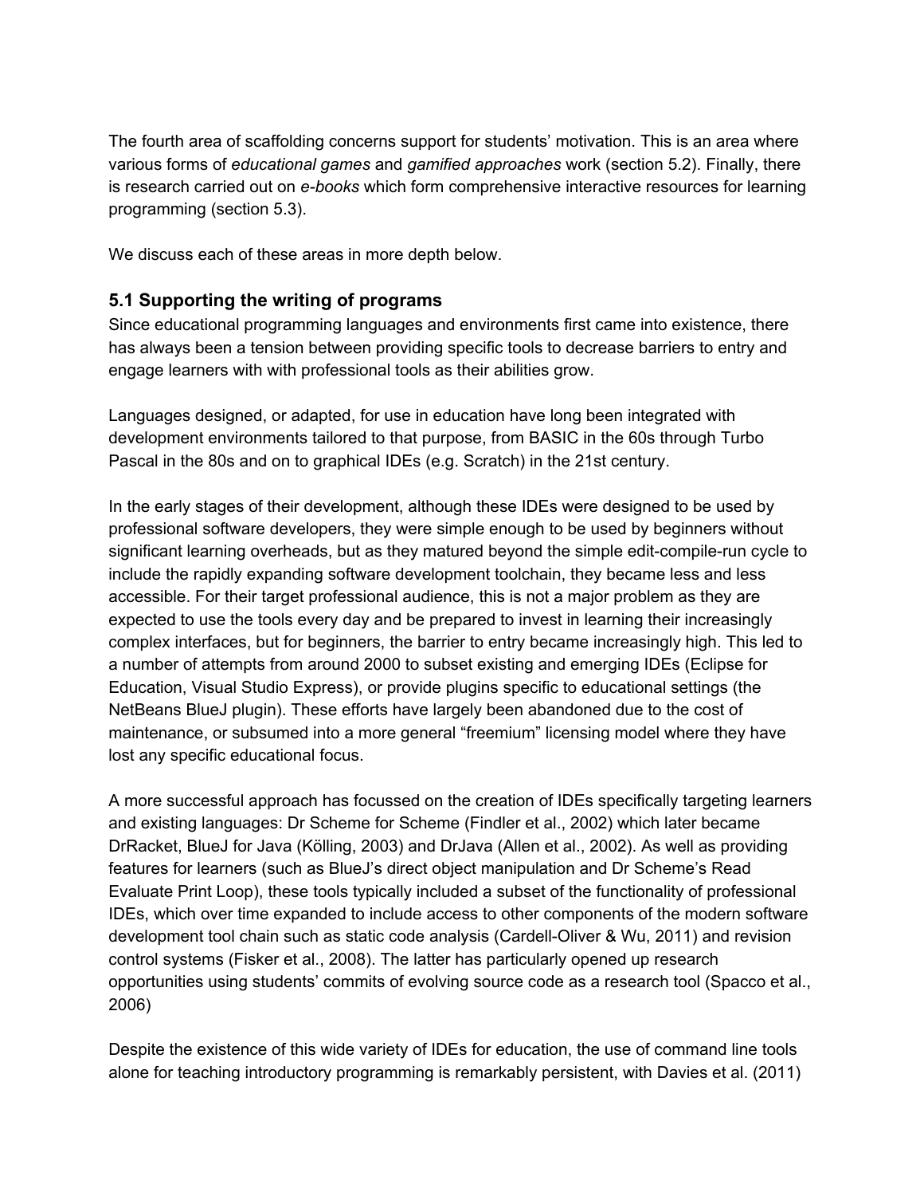The fourth area of scaffolding concerns support for students' motivation. This is an area where various forms of *educational games* and *gamified approaches* work (section 5.2). Finally, there is research carried out on *e-books* which form comprehensive interactive resources for learning programming (section 5.3).

We discuss each of these areas in more depth below.

### 5.1 Supporting the writing of programs

Since educational programming languages and environments first came into existence, there has always been a tension between providing specific tools to decrease barriers to entry and engage learners with with professional tools as their abilities grow.

Languages designed, or adapted, for use in education have long been integrated with development environments tailored to that purpose, from BASIC in the 60s through Turbo Pascal in the 80s and on to graphical IDEs (e.g. Scratch) in the 21st century.

In the early stages of their development, although these IDEs were designed to be used by professional software developers, they were simple enough to be used by beginners without significant learning overheads, but as they matured beyond the simple edit-compile-run cycle to include the rapidly expanding software development toolchain, they became less and less accessible. For their target professional audience, this is not a major problem as they are expected to use the tools every day and be prepared to invest in learning their increasingly complex interfaces, but for beginners, the barrier to entry became increasingly high. This led to a number of attempts from around 2000 to subset existing and emerging IDEs (Eclipse for Education, Visual Studio Express), or provide plugins specific to educational settings (the NetBeans BlueJ plugin). These efforts have largely been abandoned due to the cost of maintenance, or subsumed into a more general "freemium" licensing model where they have lost any specific educational focus.

A more successful approach has focussed on the creation of IDEs specifically targeting learners and existing languages: Dr Scheme for Scheme (Findler et al., 2002) which later became DrRacket, BlueJ for Java (Kölling, 2003) and DrJava (Allen et al., 2002). As well as providing features for learners (such as BlueJ's direct object manipulation and Dr Scheme's Read Evaluate Print Loop), these tools typically included a subset of the functionality of professional IDEs, which over time expanded to include access to other components of the modern software development tool chain such as static code analysis (Cardell-Oliver & Wu, 2011) and revision control systems (Fisker et al., 2008). The latter has particularly opened up research opportunities using students' commits of evolving source code as a research tool (Spacco et al., 2006)

Despite the existence of this wide variety of IDEs for education, the use of command line tools alone for teaching introductory programming is remarkably persistent, with Davies et al. (2011)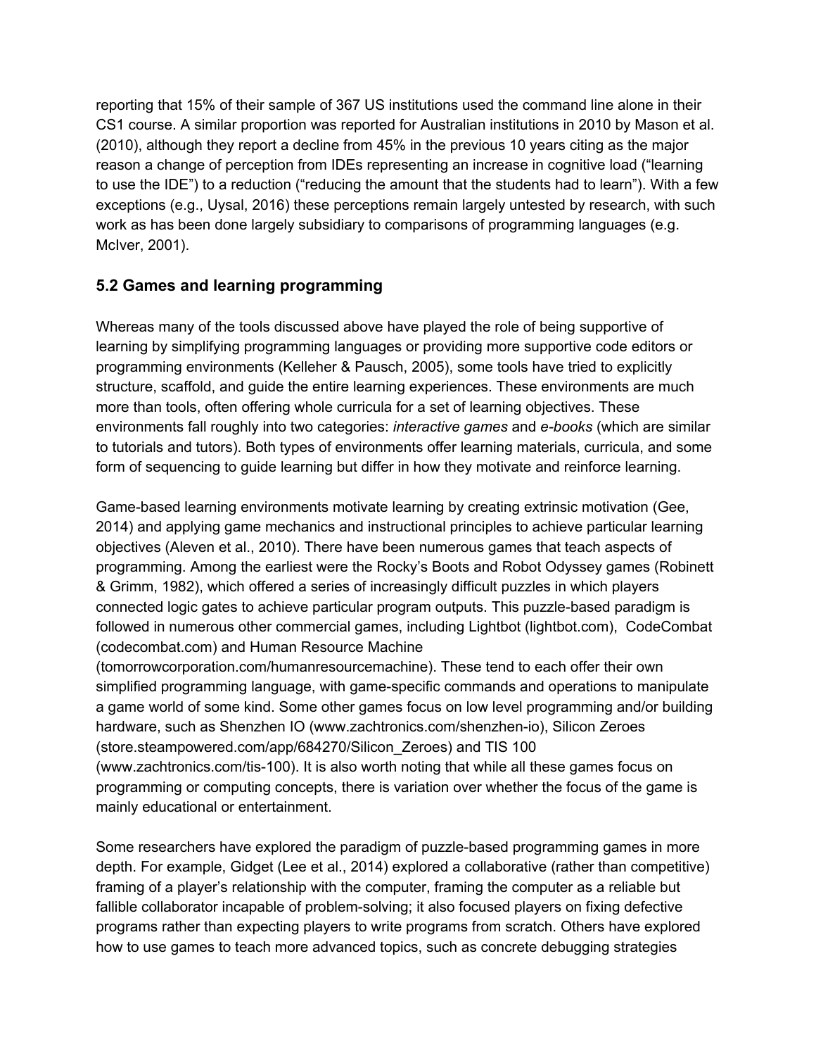reporting that 15% of their sample of 367 US institutions used the command line alone in their CS1 course. A similar proportion was reported for Australian institutions in 2010 by Mason et al. (2010), although they report a decline from 45% in the previous 10 years citing as the major reason a change of perception from IDEs representing an increase in cognitive load ("learning to use the IDE") to a reduction ("reducing the amount that the students had to learn"). With a few exceptions (e.g., Uysal, 2016) these perceptions remain largely untested by research, with such work as has been done largely subsidiary to comparisons of programming languages (e.g. McIver, 2001).

### 5.2 Games and learning programming

Whereas many of the tools discussed above have played the role of being supportive of learning by simplifying programming languages or providing more supportive code editors or programming environments (Kelleher & Pausch, 2005), some tools have tried to explicitly structure, scaffold, and guide the entire learning experiences. These environments are much more than tools, often offering whole curricula for a set of learning objectives. These environments fall roughly into two categories: *interactive games* and *e-books* (which are similar to tutorials and tutors). Both types of environments offer learning materials, curricula, and some form of sequencing to guide learning but differ in how they motivate and reinforce learning.

Game-based learning environments motivate learning by creating extrinsic motivation (Gee, 2014) and applying game mechanics and instructional principles to achieve particular learning objectives (Aleven et al., 2010). There have been numerous games that teach aspects of programming. Among the earliest were the Rocky's Boots and Robot Odyssey games (Robinett & Grimm, 1982), which offered a series of increasingly difficult puzzles in which players connected logic gates to achieve particular program outputs. This puzzle-based paradigm is followed in numerous other commercial games, including Lightbot (lightbot.com), CodeCombat (codecombat.com) and Human Resource Machine (tomorrowcorporation.com/humanresourcemachine). These tend to each offer their own simplified programming language, with game-specific commands and operations to manipulate a game world of some kind. Some other games focus on low level programming and/or building hardware, such as Shenzhen IO (www.zachtronics.com/shenzhen-io), Silicon Zeroes (store.steampowered.com/app/684270/Silicon_Zeroes) and TIS 100 (www.zachtronics.com/tis-100). It is also worth noting that while all these games focus on programming or computing concepts, there is variation over whether the focus of the game is mainly educational or entertainment.

Some researchers have explored the paradigm of puzzle-based programming games in more depth. For example, Gidget (Lee et al., 2014) explored a collaborative (rather than competitive) framing of a player's relationship with the computer, framing the computer as a reliable but fallible collaborator incapable of problem-solving; it also focused players on fixing defective programs rather than expecting players to write programs from scratch. Others have explored how to use games to teach more advanced topics, such as concrete debugging strategies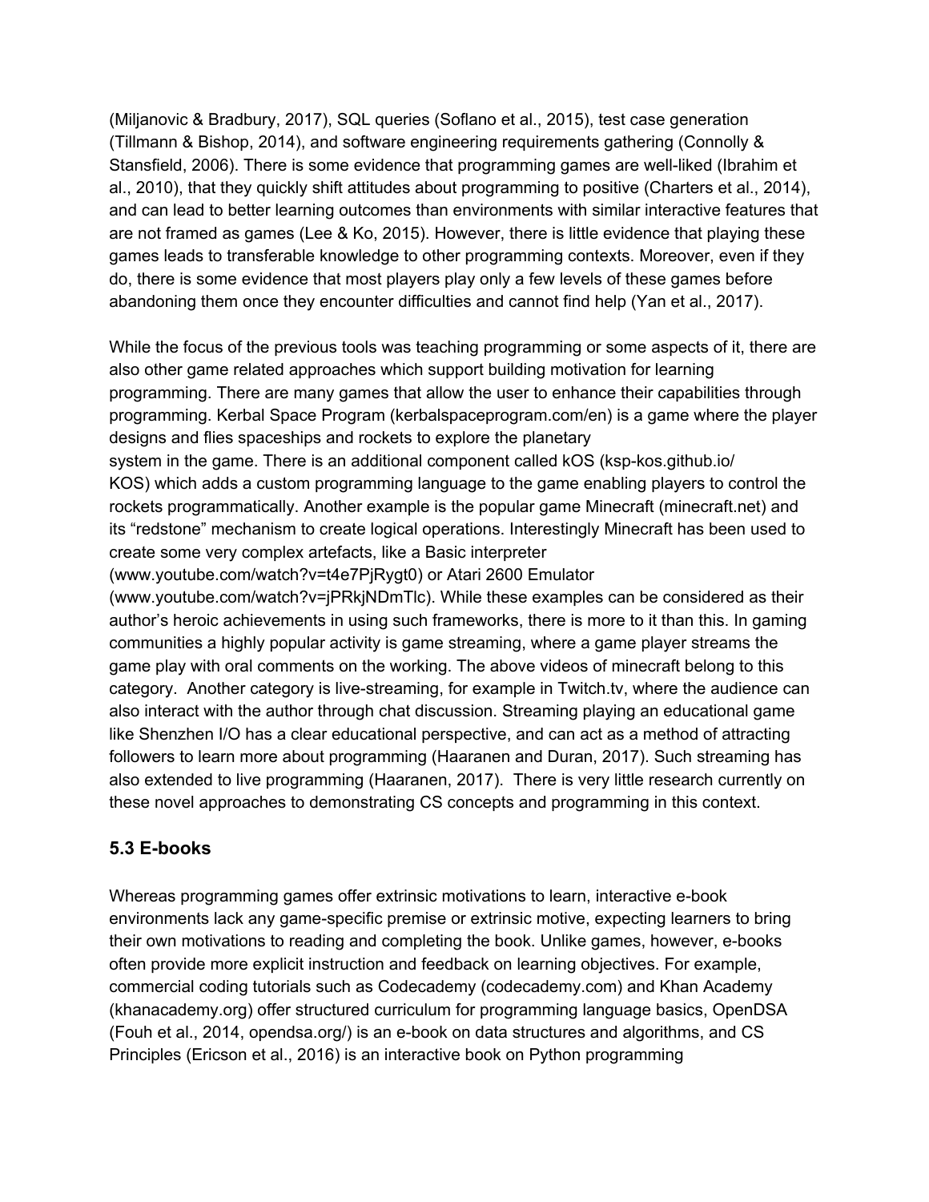(Miljanovic & Bradbury, 2017), SQL queries (Soflano et al., 2015), test case generation (Tillmann & Bishop, 2014), and software engineering requirements gathering (Connolly & Stansfield, 2006). There is some evidence that programming games are well-liked (Ibrahim et al., 2010), that they quickly shift attitudes about programming to positive (Charters et al., 2014), and can lead to better learning outcomes than environments with similar interactive features that are not framed as games (Lee & Ko, 2015). However, there is little evidence that playing these games leads to transferable knowledge to other programming contexts. Moreover, even if they do, there is some evidence that most players play only a few levels of these games before abandoning them once they encounter difficulties and cannot find help (Yan et al., 2017).

While the focus of the previous tools was teaching programming or some aspects of it, there are also other game related approaches which support building motivation for learning programming. There are many games that allow the user to enhance their capabilities through programming. Kerbal Space Program (kerbalspaceprogram.com/en) is a game where the player designs and flies spaceships and rockets to explore the planetary system in the game. There is an additional component called kOS (ksp-kos.github.io/KOS) which adds a custom programming language to the game enabling players to control the rockets programmatically. Another example is the popular game Minecraft (minecraft.net) and its "redstone" mechanism to create logical operations. Interestingly Minecraft has been used to create some very complex artefacts, like a Basic interpreter (www.youtube.com/watch?v=t4e7PjRygt0) or Atari 2600 Emulator (www.youtube.com/watch?v=jPRKjNDmTlc). While these examples can be considered as their author's heroic achievements in using such frameworks, there is more to it than this. In gaming communities a highly popular activity is game streaming, where a game player streams the game play with oral comments on the working. The above videos of minecraft belong to this category. Another category is live-streaming, for example in Twitch.tv, where the audience can also interact with the author through chat discussion. Streaming playing an educational game like Shenzhen I/O has a clear educational perspective, and can act as a method of attracting followers to learn more about programming (Haaranen and Duran, 2017). Such streaming has also extended to live programming (Haaranen, 2017). There is very little research currently on these novel approaches to demonstrating CS concepts and programming in this context.

### 5.3 E-books

Whereas programming games offer extrinsic motivations to learn, interactive e-book environments lack any game-specific premise or extrinsic motive, expecting learners to bring their own motivations to reading and completing the book. Unlike games, however, e-books often provide more explicit instruction and feedback on learning objectives. For example, commercial coding tutorials such as Codecademy (codecademy.com) and Khan Academy (khanacademy.org) offer structured curriculum for programming language basics, OpenDSA (Fouh et al., 2014, opendsa.org/) is an e-book on data structures and algorithms, and CS Principles (Ericson et al., 2016) is an interactive book on Python programming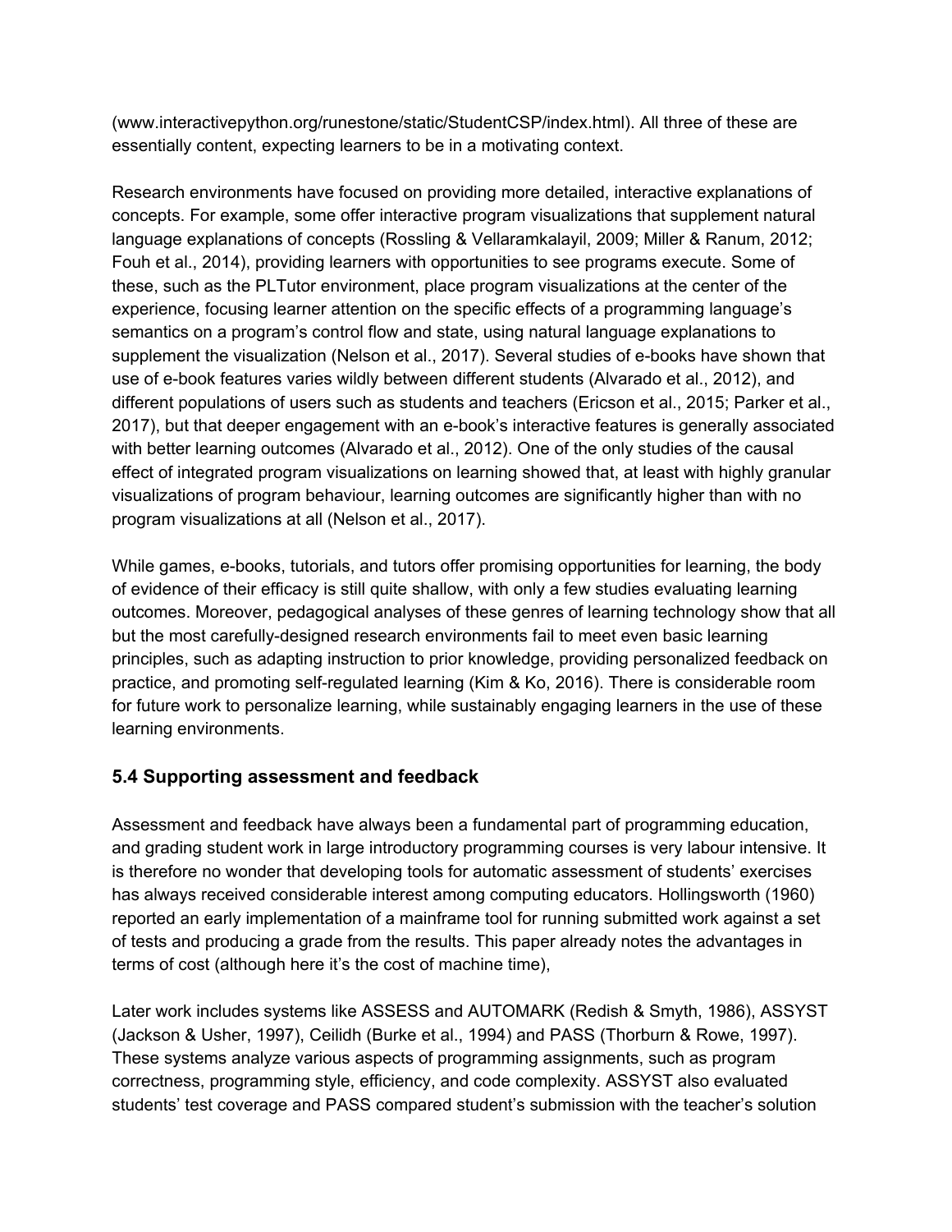(www.interactivepython.org/runestone/static/StudentCSP/index.html). All three of these are essentially content, expecting learners to be in a motivating context.

Research environments have focused on providing more detailed, interactive explanations of concepts. For example, some offer interactive program visualizations that supplement natural language explanations of concepts (Rossling & Vellaramkalayil, 2009; Miller & Ranum, 2012; Fouh et al., 2014), providing learners with opportunities to see programs execute. Some of these, such as the PLTutor environment, place program visualizations at the center of the experience, focusing learner attention on the specific effects of a programming language's semantics on a program's control flow and state, using natural language explanations to supplement the visualization (Nelson et al., 2017). Several studies of e-books have shown that use of e-book features varies wildly between different students (Alvarado et al., 2012), and different populations of users such as students and teachers (Ericson et al., 2015; Parker et al., 2017), but that deeper engagement with an e-book's interactive features is generally associated with better learning outcomes (Alvarado et al., 2012). One of the only studies of the causal effect of integrated program visualizations on learning showed that, at least with highly granular visualizations of program behaviour, learning outcomes are significantly higher than with no program visualizations at all (Nelson et al., 2017).

While games, e-books, tutorials, and tutors offer promising opportunities for learning, the body of evidence of their efficacy is still quite shallow, with only a few studies evaluating learning outcomes. Moreover, pedagogical analyses of these genres of learning technology show that all but the most carefully-designed research environments fail to meet even basic learning principles, such as adapting instruction to prior knowledge, providing personalized feedback on practice, and promoting self-regulated learning (Kim & Ko, 2016). There is considerable room for future work to personalize learning, while sustainably engaging learners in the use of these learning environments.

### 5.4 Supporting assessment and feedback

Assessment and feedback have always been a fundamental part of programming education, and grading student work in large introductory programming courses is very labour intensive. It is therefore no wonder that developing tools for automatic assessment of students' exercises has always received considerable interest among computing educators. Hollingsworth (1960) reported an early implementation of a mainframe tool for running submitted work against a set of tests and producing a grade from the results. This paper already notes the advantages in terms of cost (although here it's the cost of machine time),

Later work includes systems like ASSESS and AUTOMARK (Redish & Smyth, 1986), ASSYST (Jackson & Usher, 1997), Ceilidh (Burke et al., 1994) and PASS (Thorburn & Rowe, 1997). These systems analyze various aspects of programming assignments, such as program correctness, programming style, efficiency, and code complexity. ASSYST also evaluated students' test coverage and PASS compared student's submission with the teacher's solution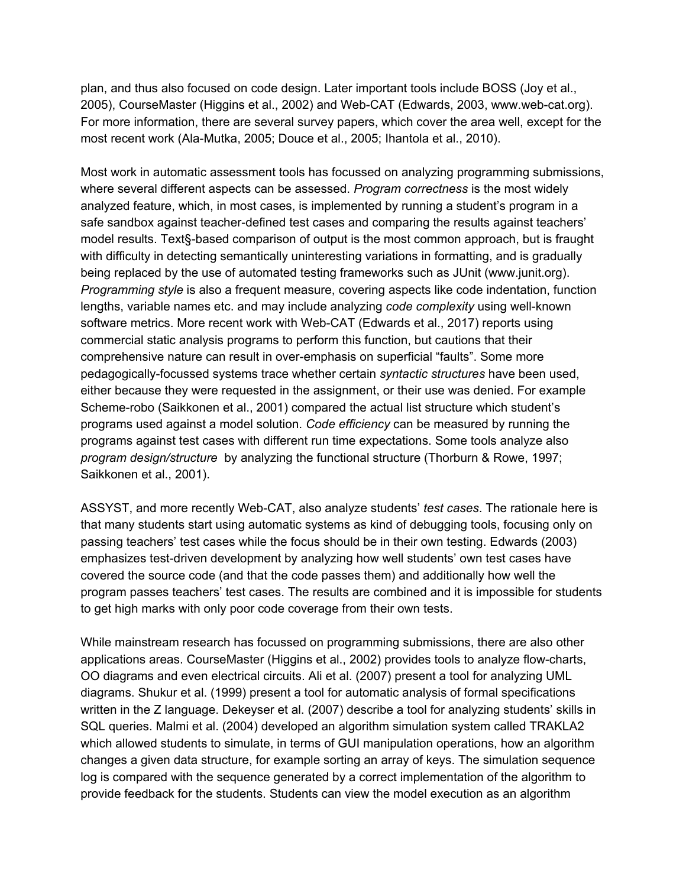plan, and thus also focused on code design. Later important tools include BOSS (Joy et al., 2005), CourseMaster (Higgins et al., 2002) and Web-CAT (Edwards, 2003, www.web-cat.org). For more information, there are several survey papers, which cover the area well, except for the most recent work (Ala-Mutka, 2005; Douce et al., 2005; Ihantola et al., 2010).

Most work in automatic assessment tools has focussed on analyzing programming submissions, where several different aspects can be assessed. *Program correctness* is the most widely analyzed feature, which, in most cases, is implemented by running a student's program in a safe sandbox against teacher-defined test cases and comparing the results against teachers' model results. Text§-based comparison of output is the most common approach, but is fraught with difficulty in detecting semantically uninteresting variations in formatting, and is gradually being replaced by the use of automated testing frameworks such as JUnit (www.junit.org). *Programming style* is also a frequent measure, covering aspects like code indentation, function lengths, variable names etc. and may include analyzing *code complexity* using well-known software metrics. More recent work with Web-CAT (Edwards et al., 2017) reports using commercial static analysis programs to perform this function, but cautions that their comprehensive nature can result in over-emphasis on superficial "faults". Some more pedagogically-focussed systems trace whether certain *syntactic structures* have been used, either because they were requested in the assignment, or their use was denied. For example Scheme-robo (Saikkonen et al., 2001) compared the actual list structure which student's programs used against a model solution. *Code efficiency* can be measured by running the programs against test cases with different run time expectations. Some tools analyze also *program design/structure* by analyzing the functional structure (Thorburn & Rowe, 1997; Saikkonen et al., 2001).

ASSYST, and more recently Web-CAT, also analyze students' *test cases*. The rationale here is that many students start using automatic systems as kind of debugging tools, focusing only on passing teachers' test cases while the focus should be in their own testing. Edwards (2003) emphasizes test-driven development by analyzing how well students' own test cases have covered the source code (and that the code passes them) and additionally how well the program passes teachers' test cases. The results are combined and it is impossible for students to get high marks with only poor code coverage from their own tests.

While mainstream research has focussed on programming submissions, there are also other applications areas. CourseMaster (Higgins et al., 2002) provides tools to analyze flow-charts, OO diagrams and even electrical circuits. Ali et al. (2007) present a tool for analyzing UML diagrams. Shukur et al. (1999) present a tool for automatic analysis of formal specifications written in the Z language. Dekeyser et al. (2007) describe a tool for analyzing students' skills in SQL queries. Malmi et al. (2004) developed an algorithm simulation system called TRAKLA2 which allowed students to simulate, in terms of GUI manipulation operations, how an algorithm changes a given data structure, for example sorting an array of keys. The simulation sequence log is compared with the sequence generated by a correct implementation of the algorithm to provide feedback for the students. Students can view the model execution as an algorithm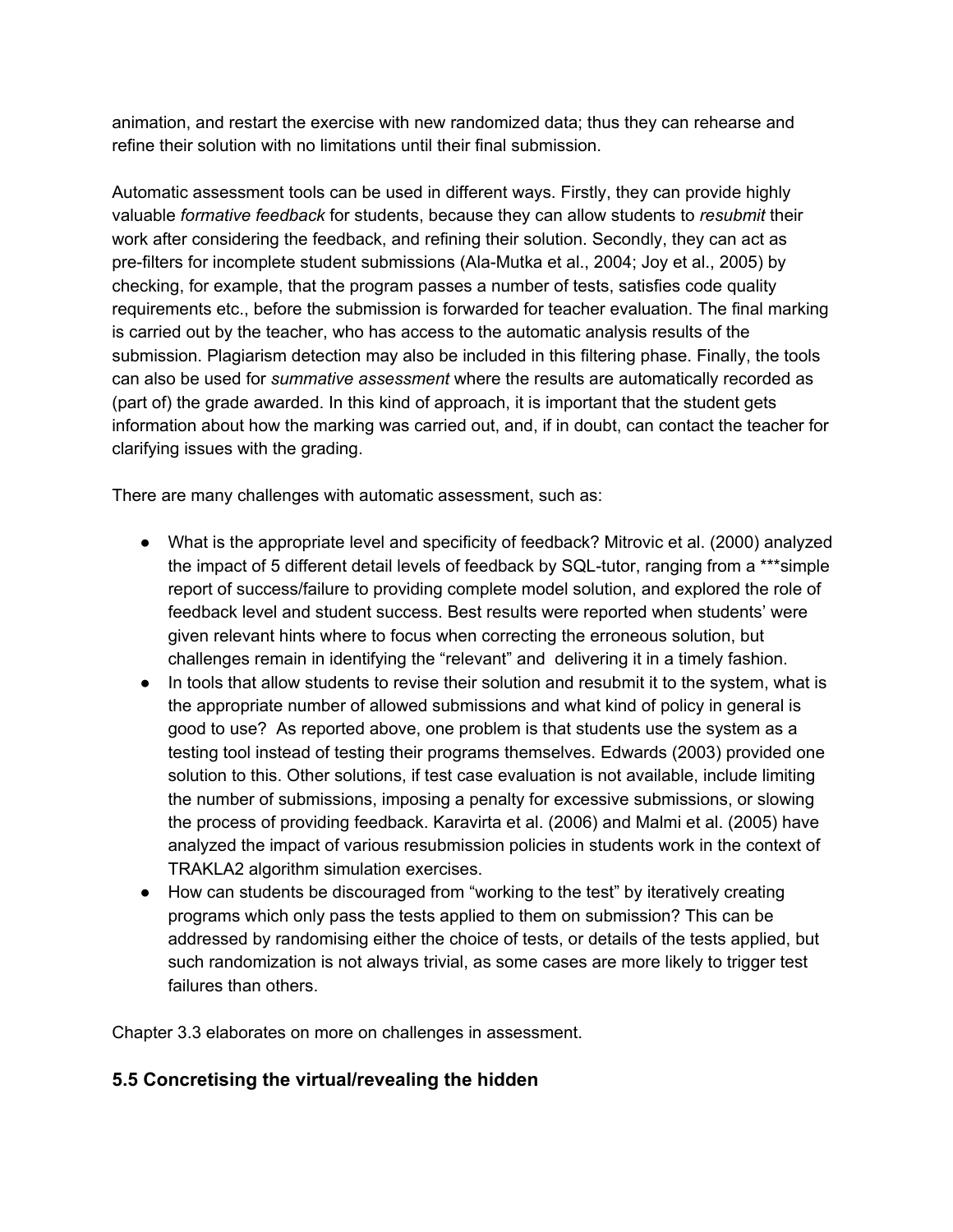animation, and restart the exercise with new randomized data; thus they can rehearse and refine their solution with no limitations until their final submission.

Automatic assessment tools can be used in different ways. Firstly, they can provide highly valuable *formative feedback* for students, because they can allow students to *resubmit* their work after considering the feedback, and refining their solution. Secondly, they can act as pre-filters for incomplete student submissions (Ala-Mutka et al., 2004; Joy et al., 2005) by checking, for example, that the program passes a number of tests, satisfies code quality requirements etc., before the submission is forwarded for teacher evaluation. The final marking is carried out by the teacher, who has access to the automatic analysis results of the submission. Plagiarism detection may also be included in this filtering phase. Finally, the tools can also be used for *summative assessment* where the results are automatically recorded as (part of) the grade awarded. In this kind of approach, it is important that the student gets information about how the marking was carried out, and, if in doubt, can contact the teacher for clarifying issues with the grading.

There are many challenges with automatic assessment, such as:

- What is the appropriate level and specificity of feedback? Mitrovic et al. (2000) analyzed the impact of 5 different detail levels of feedback by SQL-tutor, ranging from a ***simple report of success/failure to providing complete model solution, and explored the role of feedback level and student success. Best results were reported when students' were given relevant hints where to focus when correcting the erroneous solution, but challenges remain in identifying the "relevant" and delivering it in a timely fashion.
- In tools that allow students to revise their solution and resubmit it to the system, what is the appropriate number of allowed submissions and what kind of policy in general is good to use? As reported above, one problem is that students use the system as a testing tool instead of testing their programs themselves. Edwards (2003) provided one solution to this. Other solutions, if test case evaluation is not available, include limiting the number of submissions, imposing a penalty for excessive submissions, or slowing the process of providing feedback. Karavirta et al. (2006) and Malmi et al. (2005) have analyzed the impact of various resubmission policies in students work in the context of TRAKLA2 algorithm simulation exercises.
- How can students be discouraged from "working to the test" by iteratively creating programs which only pass the tests applied to them on submission? This can be addressed by randomising either the choice of tests, or details of the tests applied, but such randomization is not always trivial, as some cases are more likely to trigger test failures than others.

Chapter 3.3 elaborates on more on challenges in assessment.

## 5.5 Concretising the virtual/revealing the hidden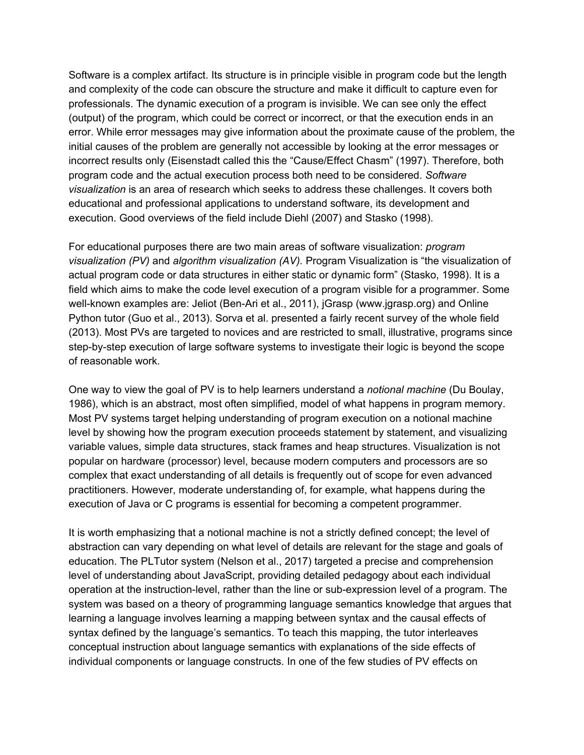Software is a complex artifact. Its structure is in principle visible in program code but the length and complexity of the code can obscure the structure and make it difficult to capture even for professionals. The dynamic execution of a program is invisible. We can see only the effect (output) of the program, which could be correct or incorrect, or that the execution ends in an error. While error messages may give information about the proximate cause of the problem, the initial causes of the problem are generally not accessible by looking at the error messages or incorrect results only (Eisenstadt called this the “Cause/Effect Chasm” (1997). Therefore, both program code and the actual execution process both need to be considered. *Software visualization* is an area of research which seeks to address these challenges. It covers both educational and professional applications to understand software, its development and execution. Good overviews of the field include Diehl (2007) and Stasko (1998).

For educational purposes there are two main areas of software visualization: *program visualization (PV)* and *algorithm visualization (AV).* Program Visualization is “the visualization of actual program code or data structures in either static or dynamic form” (Stasko, 1998). It is a field which aims to make the code level execution of a program visible for a programmer. Some well-known examples are: Jeliot (Ben-Ari et al., 2011), jGrasp (www.jgrasp.org) and Online Python tutor (Guo et al., 2013). Sorva et al. presented a fairly recent survey of the whole field (2013). Most PVs are targeted to novices and are restricted to small, illustrative, programs since step-by-step execution of large software systems to investigate their logic is beyond the scope of reasonable work.

One way to view the goal of PV is to help learners understand a *notional machine* (Du Boulay, 1986), which is an abstract, most often simplified, model of what happens in program memory. Most PV systems target helping understanding of program execution on a notional machine level by showing how the program execution proceeds statement by statement, and visualizing variable values, simple data structures, stack frames and heap structures. Visualization is not popular on hardware (processor) level, because modern computers and processors are so complex that exact understanding of all details is frequently out of scope for even advanced practitioners. However, moderate understanding of, for example, what happens during the execution of Java or C programs is essential for becoming a competent programmer.

It is worth emphasizing that a notional machine is not a strictly defined concept; the level of abstraction can vary depending on what level of details are relevant for the stage and goals of education. The PLTutor system (Nelson et al., 2017) targeted a precise and comprehension level of understanding about JavaScript, providing detailed pedagogy about each individual operation at the instruction-level, rather than the line or sub-expression level of a program. The system was based on a theory of programming language semantics knowledge that argues that learning a language involves learning a mapping between syntax and the causal effects of syntax defined by the language’s semantics. To teach this mapping, the tutor interleaves conceptual instruction about language semantics with explanations of the side effects of individual components or language constructs. In one of the few studies of PV effects on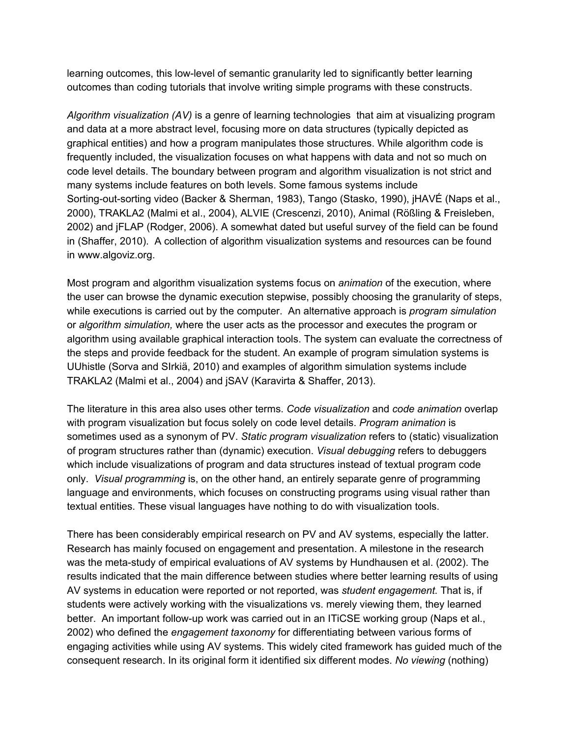learning outcomes, this low-level of semantic granularity led to significantly better learning outcomes than coding tutorials that involve writing simple programs with these constructs.

*Algorithm visualization (AV)* is a genre of learning technologies that aim at visualizing program and data at a more abstract level, focusing more on data structures (typically depicted as graphical entities) and how a program manipulates those structures. While algorithm code is frequently included, the visualization focuses on what happens with data and not so much on code level details. The boundary between program and algorithm visualization is not strict and many systems include features on both levels. Some famous systems include Sorting-out-sorting video (Backer & Sherman, 1983), Tango (Stasko, 1990), jHAVÉ (Naps et al., 2000), TRAKLA2 (Malmi et al., 2004), ALVIE (Crescenzi, 2010), Animal (Rößling & Freisleben, 2002) and jFLAP (Rodger, 2006). A somewhat dated but useful survey of the field can be found in (Shaffer, 2010). A collection of algorithm visualization systems and resources can be found in www.algoviz.org.

Most program and algorithm visualization systems focus on *animation* of the execution, where the user can browse the dynamic execution stepwise, possibly choosing the granularity of steps, while executions is carried out by the computer. An alternative approach is *program simulation* or *algorithm simulation,* where the user acts as the processor and executes the program or algorithm using available graphical interaction tools. The system can evaluate the correctness of the steps and provide feedback for the student. An example of program simulation systems is UUhistle (Sorva and SIrkiä, 2010) and examples of algorithm simulation systems include TRAKLA2 (Malmi et al., 2004) and jSAV (Karavirta & Shaffer, 2013).

The literature in this area also uses other terms. *Code visualization* and *code animation* overlap with program visualization but focus solely on code level details. *Program animation* is sometimes used as a synonym of PV. *Static program visualization* refers to (static) visualization of program structures rather than (dynamic) execution. *Visual debugging* refers to debuggers which include visualizations of program and data structures instead of textual program code only. *Visual programming* is, on the other hand, an entirely separate genre of programming language and environments, which focuses on constructing programs using visual rather than textual entities. These visual languages have nothing to do with visualization tools.

There has been considerably empirical research on PV and AV systems, especially the latter. Research has mainly focused on engagement and presentation. A milestone in the research was the meta-study of empirical evaluations of AV systems by Hundhausen et al. (2002). The results indicated that the main difference between studies where better learning results of using AV systems in education were reported or not reported, was *student engagement.* That is, if students were actively working with the visualizations vs. merely viewing them, they learned better. An important follow-up work was carried out in an ITiCSE working group (Naps et al., 2002) who defined the *engagement taxonomy* for differentiating between various forms of engaging activities while using AV systems. This widely cited framework has guided much of the consequent research. In its original form it identified six different modes. *No viewing* (nothing)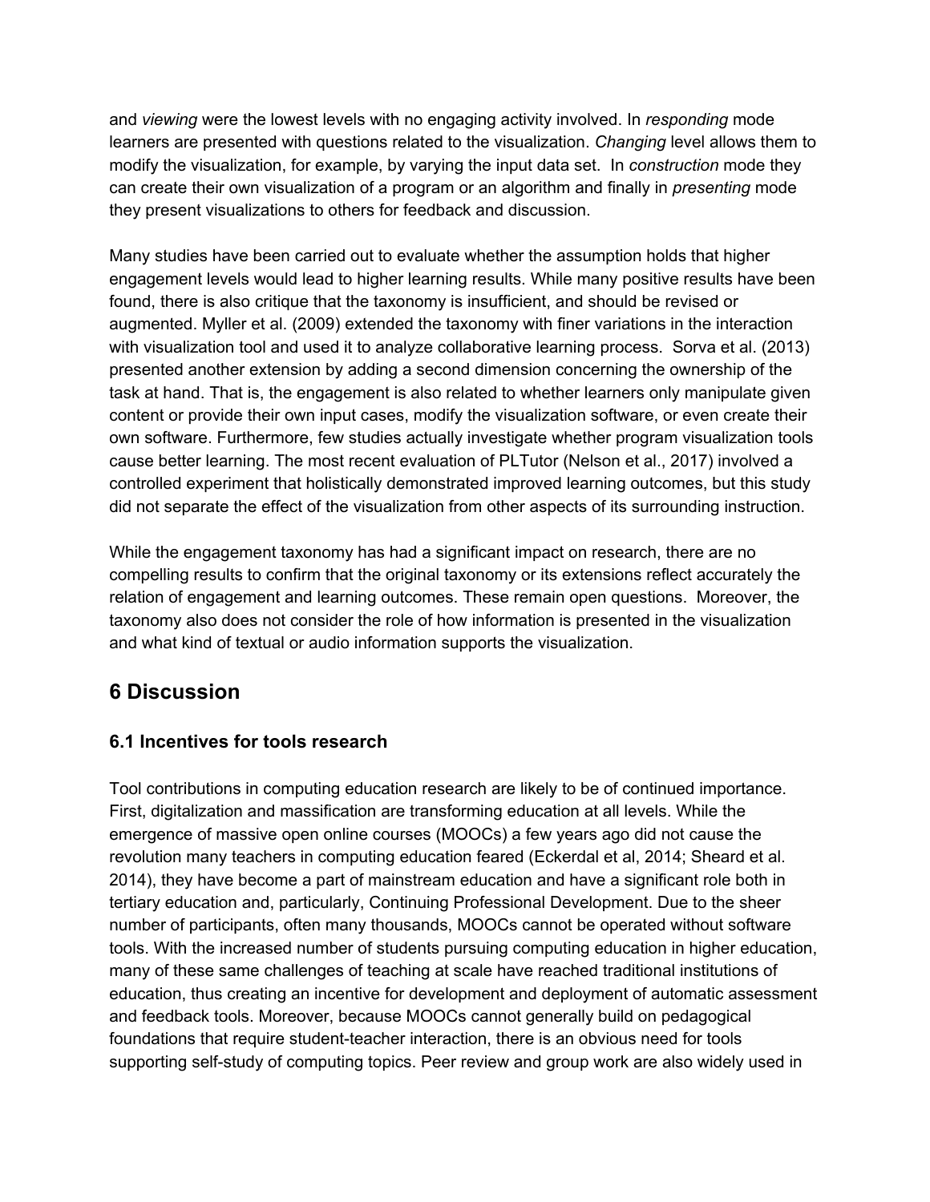and *viewing* were the lowest levels with no engaging activity involved. In *responding* mode learners are presented with questions related to the visualization. *Changing* level allows them to modify the visualization, for example, by varying the input data set. In *construction* mode they can create their own visualization of a program or an algorithm and finally in *presenting* mode they present visualizations to others for feedback and discussion.

Many studies have been carried out to evaluate whether the assumption holds that higher engagement levels would lead to higher learning results. While many positive results have been found, there is also critique that the taxonomy is insufficient, and should be revised or augmented. Myller et al. (2009) extended the taxonomy with finer variations in the interaction with visualization tool and used it to analyze collaborative learning process. Sorva et al. (2013) presented another extension by adding a second dimension concerning the ownership of the task at hand. That is, the engagement is also related to whether learners only manipulate given content or provide their own input cases, modify the visualization software, or even create their own software. Furthermore, few studies actually investigate whether program visualization tools cause better learning. The most recent evaluation of PLTutor (Nelson et al., 2017) involved a controlled experiment that holistically demonstrated improved learning outcomes, but this study did not separate the effect of the visualization from other aspects of its surrounding instruction.

While the engagement taxonomy has had a significant impact on research, there are no compelling results to confirm that the original taxonomy or its extensions reflect accurately the relation of engagement and learning outcomes. These remain open questions. Moreover, the taxonomy also does not consider the role of how information is presented in the visualization and what kind of textual or audio information supports the visualization.

## 6 Discussion

### 6.1 Incentives for tools research

Tool contributions in computing education research are likely to be of continued importance. First, digitalization and massification are transforming education at all levels. While the emergence of massive open online courses (MOOCs) a few years ago did not cause the revolution many teachers in computing education feared (Eckerdal et al, 2014; Sheard et al. 2014), they have become a part of mainstream education and have a significant role both in tertiary education and, particularly, Continuing Professional Development. Due to the sheer number of participants, often many thousands, MOOCs cannot be operated without software tools. With the increased number of students pursuing computing education in higher education, many of these same challenges of teaching at scale have reached traditional institutions of education, thus creating an incentive for development and deployment of automatic assessment and feedback tools. Moreover, because MOOCs cannot generally build on pedagogical foundations that require student-teacher interaction, there is an obvious need for tools supporting self-study of computing topics. Peer review and group work are also widely used in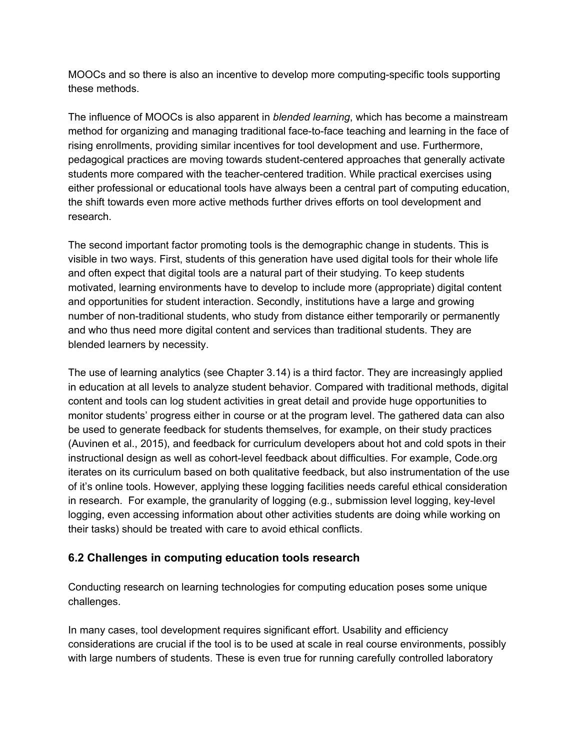MOOCs and so there is also an incentive to develop more computing-specific tools supporting these methods.

The influence of MOOCs is also apparent in *blended learning*, which has become a mainstream method for organizing and managing traditional face-to-face teaching and learning in the face of rising enrollments, providing similar incentives for tool development and use. Furthermore, pedagogical practices are moving towards student-centered approaches that generally activate students more compared with the teacher-centered tradition. While practical exercises using either professional or educational tools have always been a central part of computing education, the shift towards even more active methods further drives efforts on tool development and research.

The second important factor promoting tools is the demographic change in students. This is visible in two ways. First, students of this generation have used digital tools for their whole life and often expect that digital tools are a natural part of their studying. To keep students motivated, learning environments have to develop to include more (appropriate) digital content and opportunities for student interaction. Secondly, institutions have a large and growing number of non-traditional students, who study from distance either temporarily or permanently and who thus need more digital content and services than traditional students. They are blended learners by necessity.

The use of learning analytics (see Chapter 3.14) is a third factor. They are increasingly applied in education at all levels to analyze student behavior. Compared with traditional methods, digital content and tools can log student activities in great detail and provide huge opportunities to monitor students' progress either in course or at the program level. The gathered data can also be used to generate feedback for students themselves, for example, on their study practices (Auvinen et al., 2015), and feedback for curriculum developers about hot and cold spots in their instructional design as well as cohort-level feedback about difficulties. For example, Code.org iterates on its curriculum based on both qualitative feedback, but also instrumentation of the use of it's online tools. However, applying these logging facilities needs careful ethical consideration in research. For example, the granularity of logging (e.g., submission level logging, key-level logging, even accessing information about other activities students are doing while working on their tasks) should be treated with care to avoid ethical conflicts.

## 6.2 Challenges in computing education tools research

Conducting research on learning technologies for computing education poses some unique challenges.

In many cases, tool development requires significant effort. Usability and efficiency considerations are crucial if the tool is to be used at scale in real course environments, possibly with large numbers of students. These is even true for running carefully controlled laboratory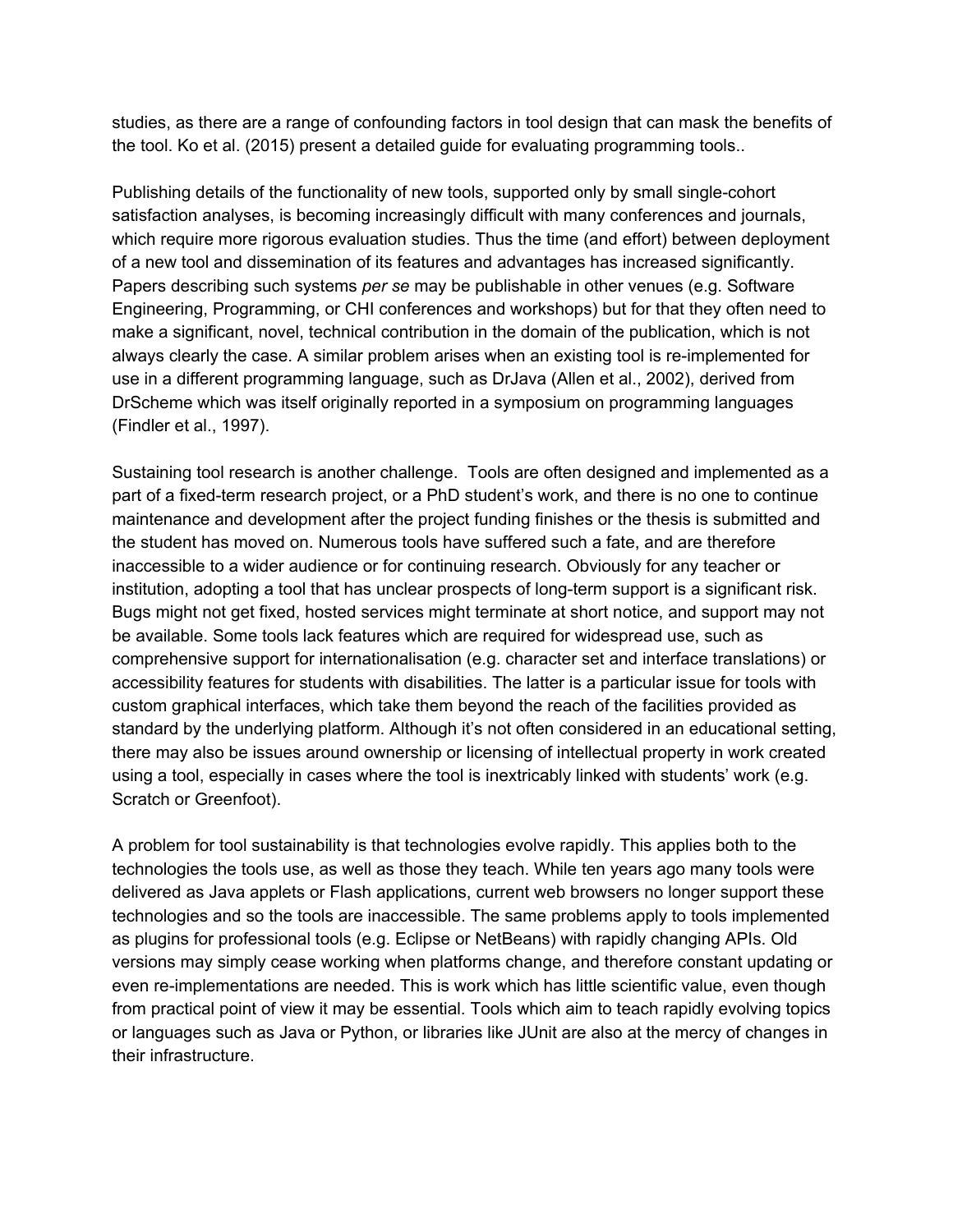studies, as there are a range of confounding factors in tool design that can mask the benefits of the tool. Ko et al. (2015) present a detailed guide for evaluating programming tools..

Publishing details of the functionality of new tools, supported only by small single-cohort satisfaction analyses, is becoming increasingly difficult with many conferences and journals, which require more rigorous evaluation studies. Thus the time (and effort) between deployment of a new tool and dissemination of its features and advantages has increased significantly. Papers describing such systems *per se* may be publishable in other venues (e.g. Software Engineering, Programming, or CHI conferences and workshops) but for that they often need to make a significant, novel, technical contribution in the domain of the publication, which is not always clearly the case. A similar problem arises when an existing tool is re-implemented for use in a different programming language, such as DrJava (Allen et al., 2002), derived from DrScheme which was itself originally reported in a symposium on programming languages (Findler et al., 1997).

Sustaining tool research is another challenge. Tools are often designed and implemented as a part of a fixed-term research project, or a PhD student's work, and there is no one to continue maintenance and development after the project funding finishes or the thesis is submitted and the student has moved on. Numerous tools have suffered such a fate, and are therefore inaccessible to a wider audience or for continuing research. Obviously for any teacher or institution, adopting a tool that has unclear prospects of long-term support is a significant risk. Bugs might not get fixed, hosted services might terminate at short notice, and support may not be available. Some tools lack features which are required for widespread use, such as comprehensive support for internationalisation (e.g. character set and interface translations) or accessibility features for students with disabilities. The latter is a particular issue for tools with custom graphical interfaces, which take them beyond the reach of the facilities provided as standard by the underlying platform. Although it's not often considered in an educational setting, there may also be issues around ownership or licensing of intellectual property in work created using a tool, especially in cases where the tool is inextricably linked with students' work (e.g. Scratch or Greenfoot).

A problem for tool sustainability is that technologies evolve rapidly. This applies both to the technologies the tools use, as well as those they teach. While ten years ago many tools were delivered as Java applets or Flash applications, current web browsers no longer support these technologies and so the tools are inaccessible. The same problems apply to tools implemented as plugins for professional tools (e.g. Eclipse or NetBeans) with rapidly changing APIs. Old versions may simply cease working when platforms change, and therefore constant updating or even re-implementations are needed. This is work which has little scientific value, even though from practical point of view it may be essential. Tools which aim to teach rapidly evolving topics or languages such as Java or Python, or libraries like JUnit are also at the mercy of changes in their infrastructure.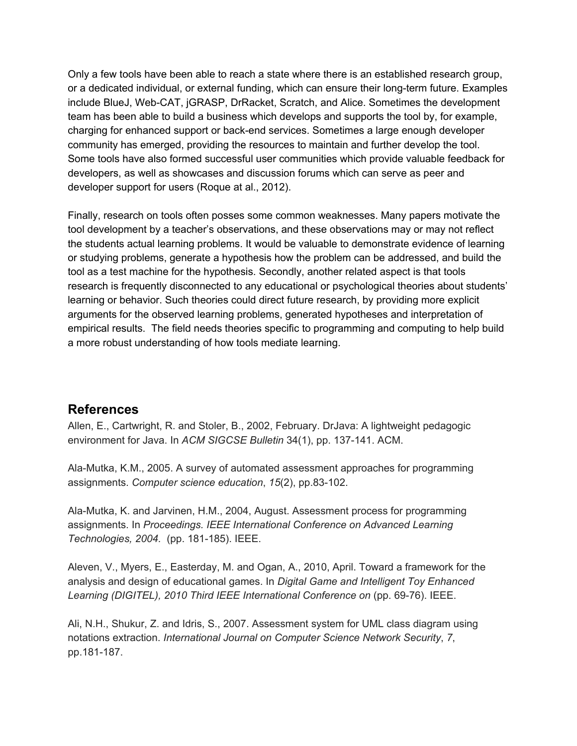Only a few tools have been able to reach a state where there is an established research group, or a dedicated individual, or external funding, which can ensure their long-term future. Examples include BlueJ, Web-CAT, jGRASP, DrRacket, Scratch, and Alice. Sometimes the development team has been able to build a business which develops and supports the tool by, for example, charging for enhanced support or back-end services. Sometimes a large enough developer community has emerged, providing the resources to maintain and further develop the tool. Some tools have also formed successful user communities which provide valuable feedback for developers, as well as showcases and discussion forums which can serve as peer and developer support for users (Roque at al., 2012).

Finally, research on tools often posses some common weaknesses. Many papers motivate the tool development by a teacher's observations, and these observations may or may not reflect the students actual learning problems. It would be valuable to demonstrate evidence of learning or studying problems, generate a hypothesis how the problem can be addressed, and build the tool as a test machine for the hypothesis. Secondly, another related aspect is that tools research is frequently disconnected to any educational or psychological theories about students' learning or behavior. Such theories could direct future research, by providing more explicit arguments for the observed learning problems, generated hypotheses and interpretation of empirical results. The field needs theories specific to programming and computing to help build a more robust understanding of how tools mediate learning.

## References

Allen, E., Cartwright, R. and Stoler, B., 2002, February. DrJava: A lightweight pedagogic environment for Java. In *ACM SIGCSE Bulletin* 34(1), pp. 137-141. ACM.

Ala-Mutka, K.M., 2005. A survey of automated assessment approaches for programming assignments. *Computer science education*, *15*(2), pp.83-102.

Ala-Mutka, K. and Jarvinen, H.M., 2004, August. Assessment process for programming assignments. In *Proceedings. IEEE International Conference on Advanced Learning Technologies, 2004.* (pp. 181-185). IEEE.

Aleven, V., Myers, E., Easterday, M. and Ogan, A., 2010, April. Toward a framework for the analysis and design of educational games. In *Digital Game and Intelligent Toy Enhanced Learning (DIGITEL), 2010 Third IEEE International Conference on* (pp. 69-76). IEEE.

Ali, N.H., Shukur, Z. and Idris, S., 2007. Assessment system for UML class diagram using notations extraction. *International Journal on Computer Science Network Security*, *7*, pp.181-187.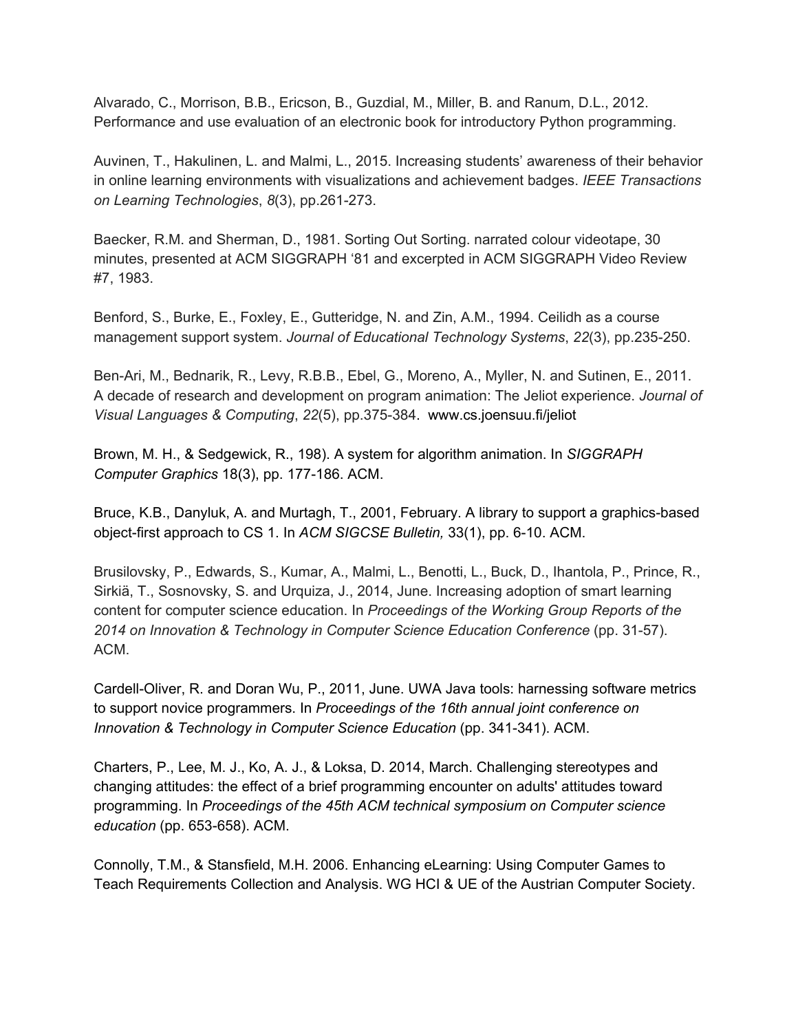Alvarado, C., Morrison, B.B., Ericson, B., Guzdial, M., Miller, B. and Ranum, D.L., 2012. Performance and use evaluation of an electronic book for introductory Python programming.

Auvinen, T., Hakulinen, L. and Malmi, L., 2015. Increasing students' awareness of their behavior in online learning environments with visualizations and achievement badges. *IEEE Transactions on Learning Technologies*, *8*(3), pp.261-273.

Baecker, R.M. and Sherman, D., 1981. Sorting Out Sorting. narrated colour videotape, 30 minutes, presented at ACM SIGGRAPH '81 and excerpted in ACM SIGGRAPH Video Review #7, 1983.

Benford, S., Burke, E., Foxley, E., Gutteridge, N. and Zin, A.M., 1994. Ceilidh as a course management support system. *Journal of Educational Technology Systems*, *22*(3), pp.235-250.

Ben-Ari, M., Bednarik, R., Levy, R.B.B., Ebel, G., Moreno, A., Myller, N. and Sutinen, E., 2011. A decade of research and development on program animation: The Jeliot experience. *Journal of Visual Languages & Computing*, *22*(5), pp.375-384. www.cs.joensuu.fi/jeliot

Brown, M. H., & Sedgewick, R., 198). A system for algorithm animation. In *SIGGRAPH Computer Graphics* 18(3), pp. 177-186. ACM.

Bruce, K.B., Danyluk, A. and Murtagh, T., 2001, February. A library to support a graphics-based object-first approach to CS 1. In *ACM SIGCSE Bulletin,* 33(1), pp. 6-10. ACM.

Brusilovsky, P., Edwards, S., Kumar, A., Malmi, L., Benotti, L., Buck, D., Ihantola, P., Prince, R., Sirkiä, T., Sosnovsky, S. and Urquiza, J., 2014, June. Increasing adoption of smart learning content for computer science education. In *Proceedings of the Working Group Reports of the 2014 on Innovation & Technology in Computer Science Education Conference* (pp. 31-57). ACM.

Cardell-Oliver, R. and Doran Wu, P., 2011, June. UWA Java tools: harnessing software metrics to support novice programmers. In *Proceedings of the 16th annual joint conference on Innovation & Technology in Computer Science Education* (pp. 341-341). ACM.

Charters, P., Lee, M. J., Ko, A. J., & Loksa, D. 2014, March. Challenging stereotypes and changing attitudes: the effect of a brief programming encounter on adults' attitudes toward programming. In *Proceedings of the 45th ACM technical symposium on Computer science education* (pp. 653-658). ACM.

Connolly, T.M., & Stansfield, M.H. 2006. Enhancing eLearning: Using Computer Games to Teach Requirements Collection and Analysis. WG HCI & UE of the Austrian Computer Society.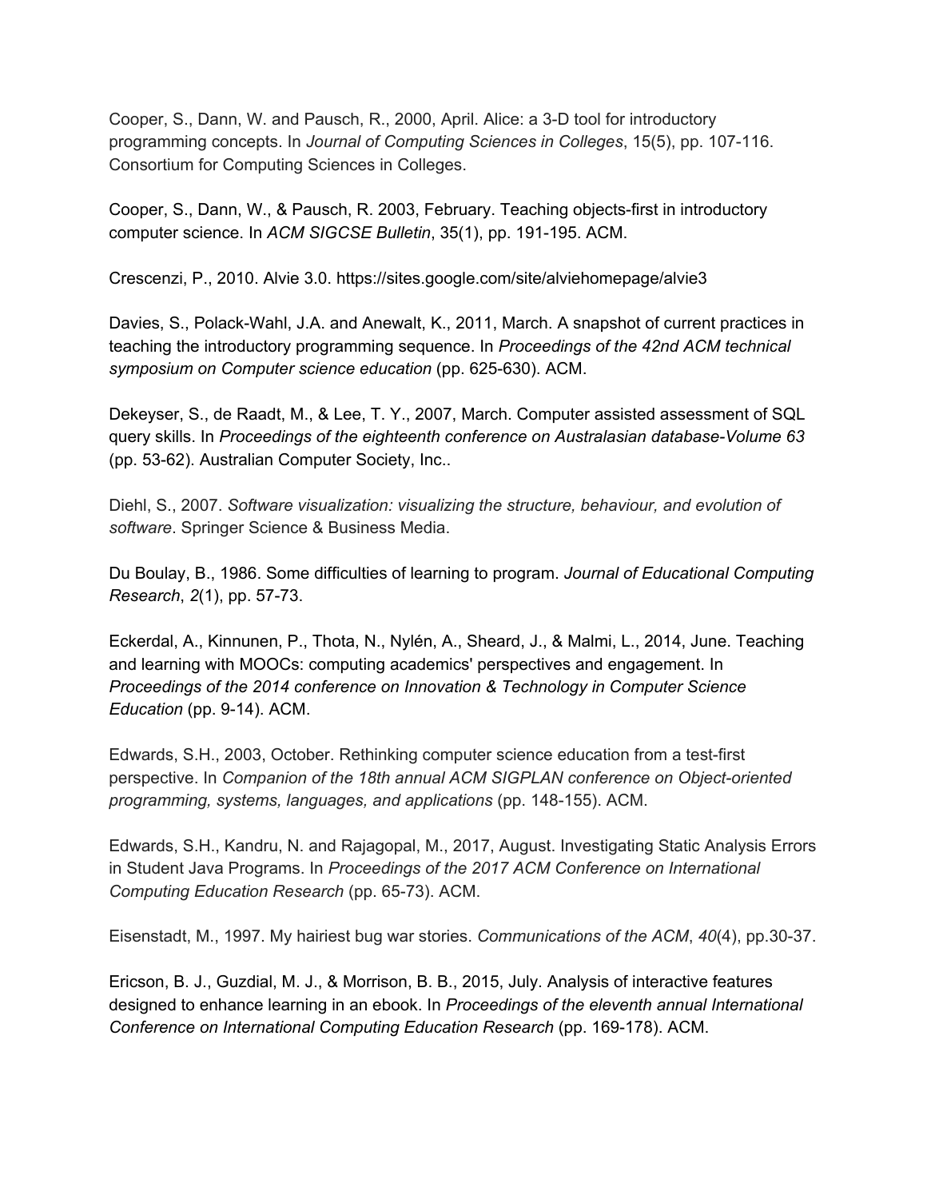Cooper, S., Dann, W. and Pausch, R., 2000, April. Alice: a 3-D tool for introductory programming concepts. In *Journal of Computing Sciences in Colleges*, 15(5), pp. 107-116. Consortium for Computing Sciences in Colleges.

Cooper, S., Dann, W., & Pausch, R. 2003, February. Teaching objects-first in introductory computer science. In *ACM SIGCSE Bulletin*, 35(1), pp. 191-195. ACM.

Crescenzi, P., 2010. Alvie 3.0. https://sites.google.com/site/alviehomepage/alvie3

Davies, S., Polack-Wahl, J.A. and Anewalt, K., 2011, March. A snapshot of current practices in teaching the introductory programming sequence. In *Proceedings of the 42nd ACM technical symposium on Computer science education* (pp. 625-630). ACM.

Dekeyser, S., de Raadt, M., & Lee, T. Y., 2007, March. Computer assisted assessment of SQL query skills. In *Proceedings of the eighteenth conference on Australasian database-Volume 63* (pp. 53-62). Australian Computer Society, Inc..

Diehl, S., 2007. *Software visualization: visualizing the structure, behaviour, and evolution of software*. Springer Science & Business Media.

Du Boulay, B., 1986. Some difficulties of learning to program. *Journal of Educational Computing Research*, *2*(1), pp. 57-73.

Eckerdal, A., Kinnunen, P., Thota, N., Nylén, A., Sheard, J., & Malmi, L., 2014, June. Teaching and learning with MOOCs: computing academics' perspectives and engagement. In *Proceedings of the 2014 conference on Innovation & Technology in Computer Science Education* (pp. 9-14). ACM.

Edwards, S.H., 2003, October. Rethinking computer science education from a test-first perspective. In *Companion of the 18th annual ACM SIGPLAN conference on Object-oriented programming, systems, languages, and applications* (pp. 148-155). ACM.

Edwards, S.H., Kandru, N. and Rajagopal, M., 2017, August. Investigating Static Analysis Errors in Student Java Programs. In *Proceedings of the 2017 ACM Conference on International Computing Education Research* (pp. 65-73). ACM.

Eisenstadt, M., 1997. My hairiest bug war stories. *Communications of the ACM*, *40*(4), pp.30-37.

Ericson, B. J., Guzdial, M. J., & Morrison, B. B., 2015, July. Analysis of interactive features designed to enhance learning in an ebook. In *Proceedings of the eleventh annual International Conference on International Computing Education Research* (pp. 169-178). ACM.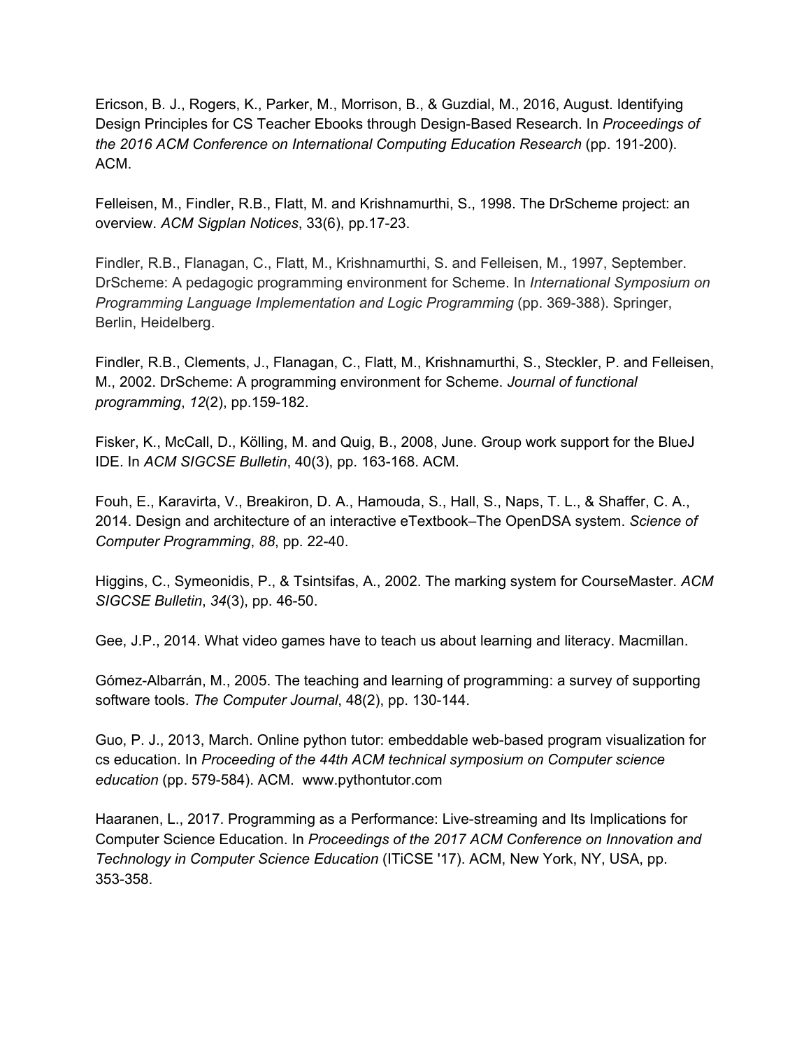Ericson, B. J., Rogers, K., Parker, M., Morrison, B., & Guzdial, M., 2016, August. Identifying Design Principles for CS Teacher Ebooks through Design-Based Research. In *Proceedings of the 2016 ACM Conference on International Computing Education Research* (pp. 191-200). ACM.

Felleisen, M., Findler, R.B., Flatt, M. and Krishnamurthi, S., 1998. The DrScheme project: an overview. *ACM Sigplan Notices*, 33(6), pp.17-23.

Findler, R.B., Flanagan, C., Flatt, M., Krishnamurthi, S. and Felleisen, M., 1997, September. DrScheme: A pedagogic programming environment for Scheme. In *International Symposium on Programming Language Implementation and Logic Programming* (pp. 369-388). Springer, Berlin, Heidelberg.

Findler, R.B., Clements, J., Flanagan, C., Flatt, M., Krishnamurthi, S., Steckler, P. and Felleisen, M., 2002. DrScheme: A programming environment for Scheme. *Journal of functional programming*, *12*(2), pp.159-182.

Fisker, K., McCall, D., Kölling, M. and Quig, B., 2008, June. Group work support for the BlueJ IDE. In *ACM SIGCSE Bulletin*, 40(3), pp. 163-168. ACM.

Fouh, E., Karavirta, V., Breakiron, D. A., Hamouda, S., Hall, S., Naps, T. L., & Shaffer, C. A., 2014. Design and architecture of an interactive eTextbook–The OpenDSA system. *Science of Computer Programming*, *88*, pp. 22-40.

Higgins, C., Symeonidis, P., & Tsintsifas, A., 2002. The marking system for CourseMaster. *ACM SIGCSE Bulletin*, *34*(3), pp. 46-50.

Gee, J.P., 2014. What video games have to teach us about learning and literacy. Macmillan.

Gómez-Albarrán, M., 2005. The teaching and learning of programming: a survey of supporting software tools. *The Computer Journal*, 48(2), pp. 130-144.

Guo, P. J., 2013, March. Online python tutor: embeddable web-based program visualization for cs education. In *Proceeding of the 44th ACM technical symposium on Computer science education* (pp. 579-584). ACM. www.pythontutor.com

Haaranen, L., 2017. Programming as a Performance: Live-streaming and Its Implications for Computer Science Education. In *Proceedings of the 2017 ACM Conference on Innovation and Technology in Computer Science Education* (ITiCSE '17). ACM, New York, NY, USA, pp. 353-358.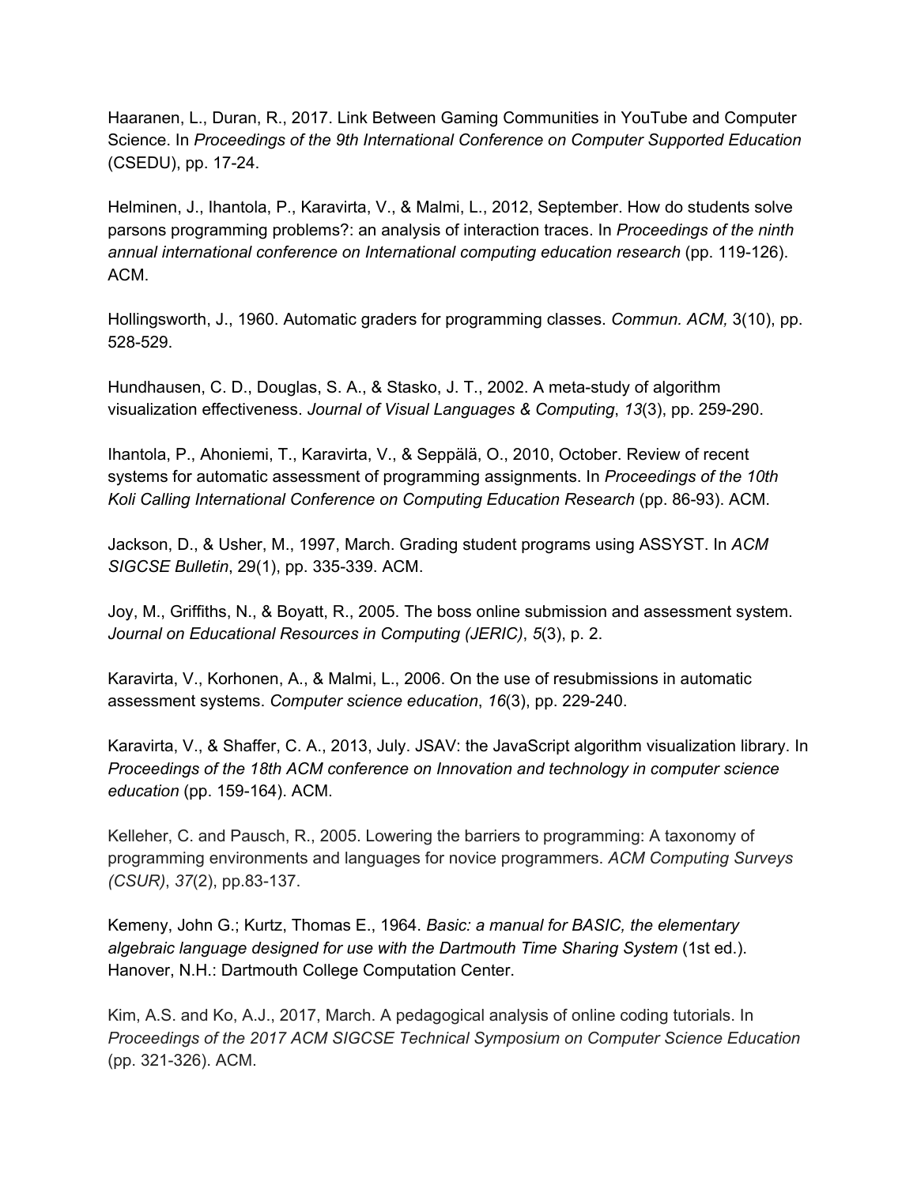Haaranen, L., Duran, R., 2017. Link Between Gaming Communities in YouTube and Computer Science. In *Proceedings of the 9th International Conference on Computer Supported Education* (CSEDU), pp. 17-24.

Helminen, J., Ihantola, P., Karavirta, V., & Malmi, L., 2012, September. How do students solve parsons programming problems?: an analysis of interaction traces. In *Proceedings of the ninth annual international conference on International computing education research* (pp. 119-126). ACM.

Hollingsworth, J., 1960. Automatic graders for programming classes. *Commun. ACM,* 3(10), pp. 528-529.

Hundhausen, C. D., Douglas, S. A., & Stasko, J. T., 2002. A meta-study of algorithm visualization effectiveness. *Journal of Visual Languages & Computing*, *13*(3), pp. 259-290.

Ihantola, P., Ahoniemi, T., Karavirta, V., & Seppälä, O., 2010, October. Review of recent systems for automatic assessment of programming assignments. In *Proceedings of the 10th Koli Calling International Conference on Computing Education Research* (pp. 86-93). ACM.

Jackson, D., & Usher, M., 1997, March. Grading student programs using ASSYST. In *ACM SIGCSE Bulletin*, 29(1), pp. 335-339. ACM.

Joy, M., Griffiths, N., & Boyatt, R., 2005. The boss online submission and assessment system. *Journal on Educational Resources in Computing (JERIC)*, *5*(3), p. 2.

Karavirta, V., Korhonen, A., & Malmi, L., 2006. On the use of resubmissions in automatic assessment systems. *Computer science education*, *16*(3), pp. 229-240.

Karavirta, V., & Shaffer, C. A., 2013, July. JSAV: the JavaScript algorithm visualization library. In *Proceedings of the 18th ACM conference on Innovation and technology in computer science education* (pp. 159-164). ACM.

Kelleher, C. and Pausch, R., 2005. Lowering the barriers to programming: A taxonomy of programming environments and languages for novice programmers. *ACM Computing Surveys (CSUR)*, *37*(2), pp.83-137.

Kemeny, John G.; Kurtz, Thomas E., 1964. *Basic: a manual for BASIC, the elementary algebraic language designed for use with the Dartmouth Time Sharing System* (1st ed.). Hanover, N.H.: Dartmouth College Computation Center.

Kim, A.S. and Ko, A.J., 2017, March. A pedagogical analysis of online coding tutorials. In *Proceedings of the 2017 ACM SIGCSE Technical Symposium on Computer Science Education* (pp. 321-326). ACM.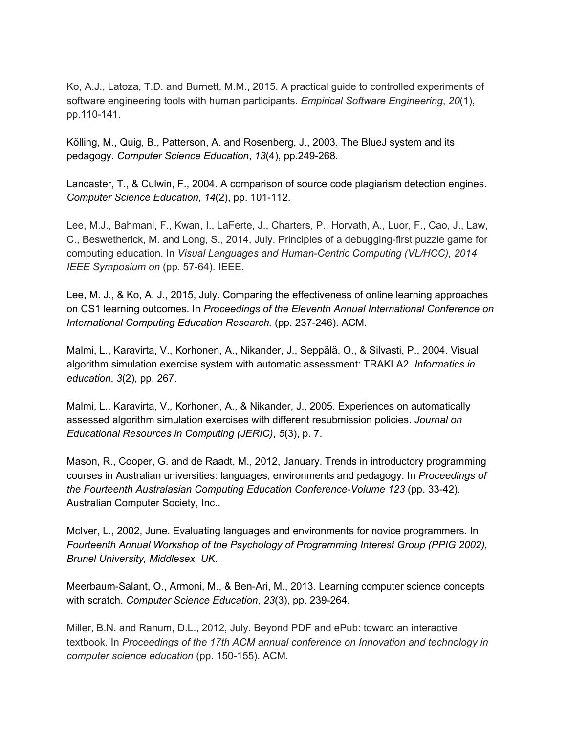Ko, A.J., Latoza, T.D. and Burnett, M.M., 2015. A practical guide to controlled experiments of software engineering tools with human participants. *Empirical Software Engineering*, *20*(1), pp.110-141.

Kölling, M., Quig, B., Patterson, A. and Rosenberg, J., 2003. The BlueJ system and its pedagogy. *Computer Science Education*, *13*(4), pp.249-268.

Lancaster, T., & Culwin, F., 2004. A comparison of source code plagiarism detection engines. *Computer Science Education*, *14*(2), pp. 101-112.

Lee, M.J., Bahmani, F., Kwan, I., LaFerte, J., Charters, P., Horvath, A., Luor, F., Cao, J., Law, C., Beswetherick, M. and Long, S., 2014, July. Principles of a debugging-first puzzle game for computing education. In *Visual Languages and Human-Centric Computing (VL/HCC), 2014 IEEE Symposium on* (pp. 57-64). IEEE.

Lee, M. J., & Ko, A. J., 2015, July. Comparing the effectiveness of online learning approaches on CS1 learning outcomes. In *Proceedings of the Eleventh Annual International Conference on International Computing Education Research,* (pp. 237-246). ACM.

Malmi, L., Karavirta, V., Korhonen, A., Nikander, J., Seppälä, O., & Silvasti, P., 2004. Visual algorithm simulation exercise system with automatic assessment: TRAKLA2. *Informatics in education*, *3*(2), pp. 267.

Malmi, L., Karavirta, V., Korhonen, A., & Nikander, J., 2005. Experiences on automatically assessed algorithm simulation exercises with different resubmission policies. *Journal on Educational Resources in Computing (JERIC)*, *5*(3), p. 7.

Mason, R., Cooper, G. and de Raadt, M., 2012, January. Trends in introductory programming courses in Australian universities: languages, environments and pedagogy. In *Proceedings of the Fourteenth Australasian Computing Education Conference-Volume 123* (pp. 33-42). Australian Computer Society, Inc..

McIver, L., 2002, June. Evaluating languages and environments for novice programmers. In *Fourteenth Annual Workshop of the Psychology of Programming Interest Group (PPIG 2002), Brunel University, Middlesex, UK*.

Meerbaum-Salant, O., Armoni, M., & Ben-Ari, M., 2013. Learning computer science concepts with scratch. *Computer Science Education*, *23*(3), pp. 239-264.

Miller, B.N. and Ranum, D.L., 2012, July. Beyond PDF and ePub: toward an interactive textbook. In *Proceedings of the 17th ACM annual conference on Innovation and technology in computer science education* (pp. 150-155). ACM.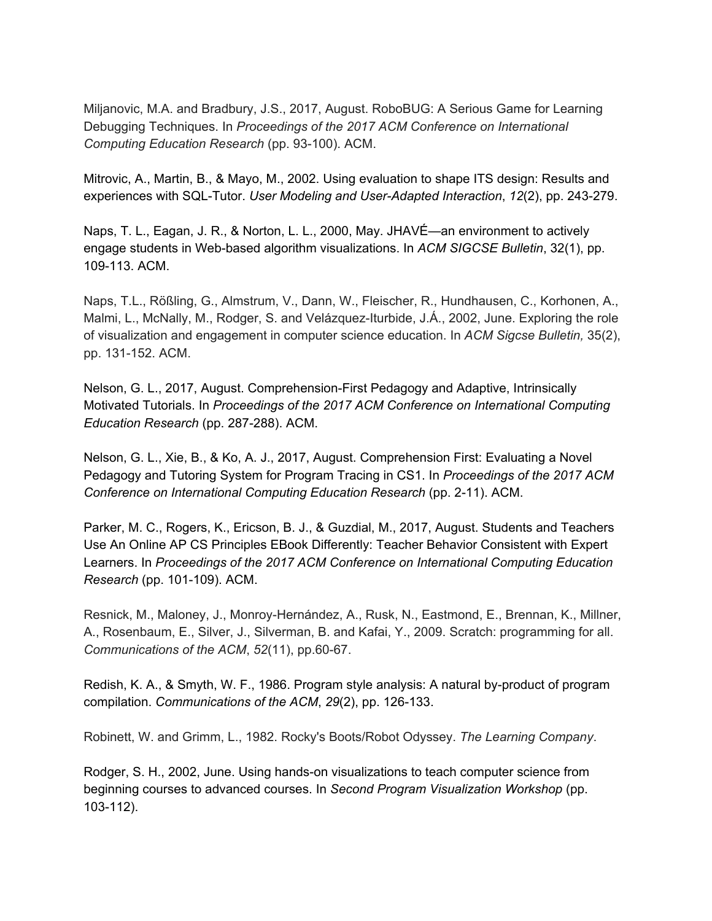Miljanovic, M.A. and Bradbury, J.S., 2017, August. RoboBUG: A Serious Game for Learning Debugging Techniques. In *Proceedings of the 2017 ACM Conference on International Computing Education Research* (pp. 93-100). ACM.

Mitrovic, A., Martin, B., & Mayo, M., 2002. Using evaluation to shape ITS design: Results and experiences with SQL-Tutor. *User Modeling and User-Adapted Interaction*, *12*(2), pp. 243-279.

Naps, T. L., Eagan, J. R., & Norton, L. L., 2000, May. JHAVÉ—an environment to actively engage students in Web-based algorithm visualizations. In *ACM SIGCSE Bulletin*, 32(1), pp. 109-113. ACM.

Naps, T.L., Rößling, G., Almstrum, V., Dann, W., Fleischer, R., Hundhausen, C., Korhonen, A., Malmi, L., McNally, M., Rodger, S. and Velázquez-Iturbide, J.Á., 2002, June. Exploring the role of visualization and engagement in computer science education. In *ACM Sigcse Bulletin,* 35(2), pp. 131-152. ACM.

Nelson, G. L., 2017, August. Comprehension-First Pedagogy and Adaptive, Intrinsically Motivated Tutorials. In *Proceedings of the 2017 ACM Conference on International Computing Education Research* (pp. 287-288). ACM.

Nelson, G. L., Xie, B., & Ko, A. J., 2017, August. Comprehension First: Evaluating a Novel Pedagogy and Tutoring System for Program Tracing in CS1. In *Proceedings of the 2017 ACM Conference on International Computing Education Research* (pp. 2-11). ACM.

Parker, M. C., Rogers, K., Ericson, B. J., & Guzdial, M., 2017, August. Students and Teachers Use An Online AP CS Principles EBook Differently: Teacher Behavior Consistent with Expert Learners. In *Proceedings of the 2017 ACM Conference on International Computing Education Research* (pp. 101-109). ACM.

Resnick, M., Maloney, J., Monroy-Hernández, A., Rusk, N., Eastmond, E., Brennan, K., Millner, A., Rosenbaum, E., Silver, J., Silverman, B. and Kafai, Y., 2009. Scratch: programming for all. *Communications of the ACM*, *52*(11), pp.60-67.

Redish, K. A., & Smyth, W. F., 1986. Program style analysis: A natural by-product of program compilation. *Communications of the ACM*, *29*(2), pp. 126-133.

Robinett, W. and Grimm, L., 1982. Rocky's Boots/Robot Odyssey. *The Learning Company*.

Rodger, S. H., 2002, June. Using hands-on visualizations to teach computer science from beginning courses to advanced courses. In *Second Program Visualization Workshop* (pp. 103-112).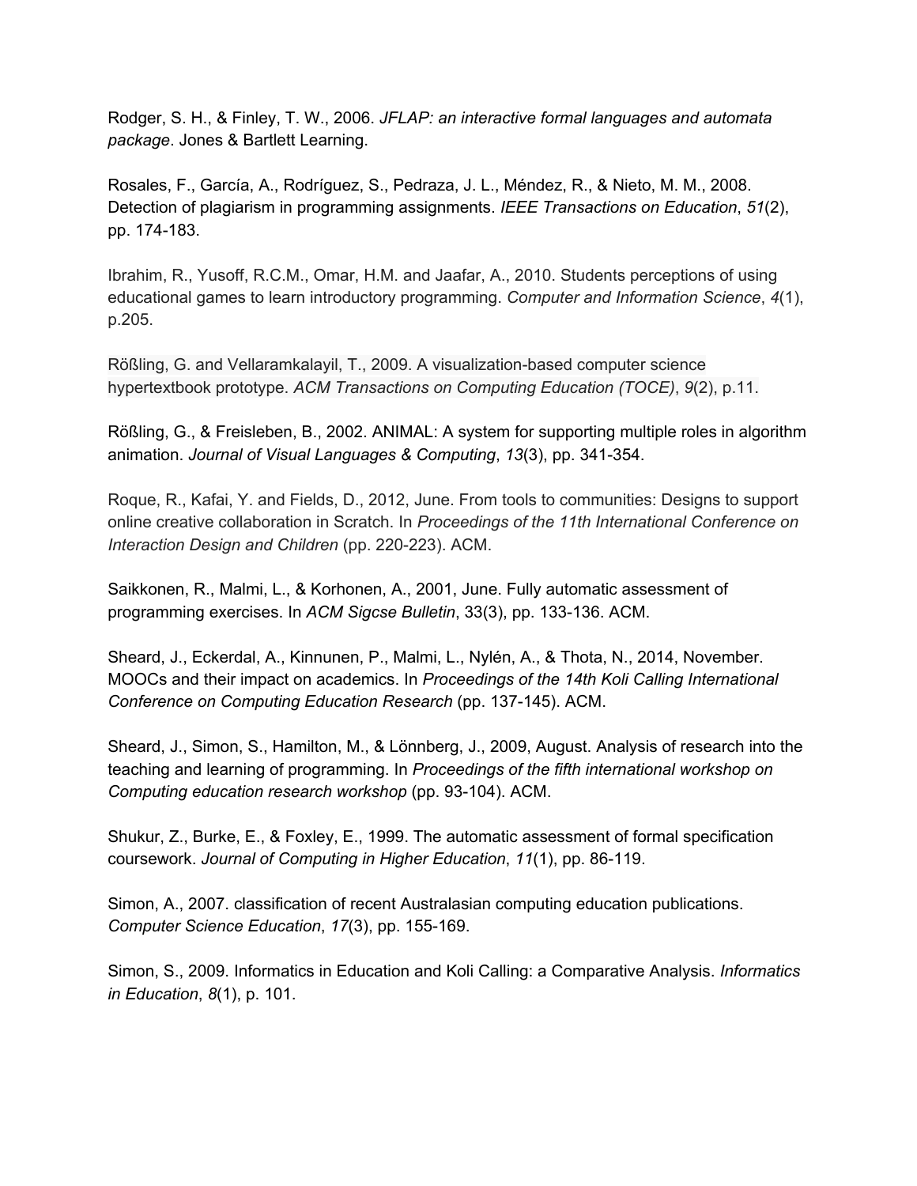Rodger, S. H., & Finley, T. W., 2006. *JFLAP: an interactive formal languages and automata package*. Jones & Bartlett Learning.

Rosales, F., García, A., Rodríguez, S., Pedraza, J. L., Méndez, R., & Nieto, M. M., 2008. Detection of plagiarism in programming assignments. *IEEE Transactions on Education*, *51*(2), pp. 174-183.

Ibrahim, R., Yusoff, R.C.M., Omar, H.M. and Jaafar, A., 2010. Students perceptions of using educational games to learn introductory programming. *Computer and Information Science*, *4*(1), p.205.

Rößling, G. and Vellaramkalayil, T., 2009. A visualization-based computer science hypertextbook prototype. *ACM Transactions on Computing Education (TOCE)*, *9*(2), p.11.

Rößling, G., & Freisleben, B., 2002. ANIMAL: A system for supporting multiple roles in algorithm animation. *Journal of Visual Languages & Computing*, *13*(3), pp. 341-354.

Roque, R., Kafai, Y. and Fields, D., 2012, June. From tools to communities: Designs to support online creative collaboration in Scratch. In *Proceedings of the 11th International Conference on Interaction Design and Children* (pp. 220-223). ACM.

Saikkonen, R., Malmi, L., & Korhonen, A., 2001, June. Fully automatic assessment of programming exercises. In *ACM Sigcse Bulletin*, 33(3), pp. 133-136. ACM.

Sheard, J., Eckerdal, A., Kinnunen, P., Malmi, L., Nylén, A., & Thota, N., 2014, November. MOOCs and their impact on academics. In *Proceedings of the 14th Koli Calling International Conference on Computing Education Research* (pp. 137-145). ACM.

Sheard, J., Simon, S., Hamilton, M., & Lönnberg, J., 2009, August. Analysis of research into the teaching and learning of programming. In *Proceedings of the fifth international workshop on Computing education research workshop* (pp. 93-104). ACM.

Shukur, Z., Burke, E., & Foxley, E., 1999. The automatic assessment of formal specification coursework. *Journal of Computing in Higher Education*, *11*(1), pp. 86-119.

Simon, A., 2007. classification of recent Australasian computing education publications. *Computer Science Education*, *17*(3), pp. 155-169.

Simon, S., 2009. Informatics in Education and Koli Calling: a Comparative Analysis. *Informatics in Education*, *8*(1), p. 101.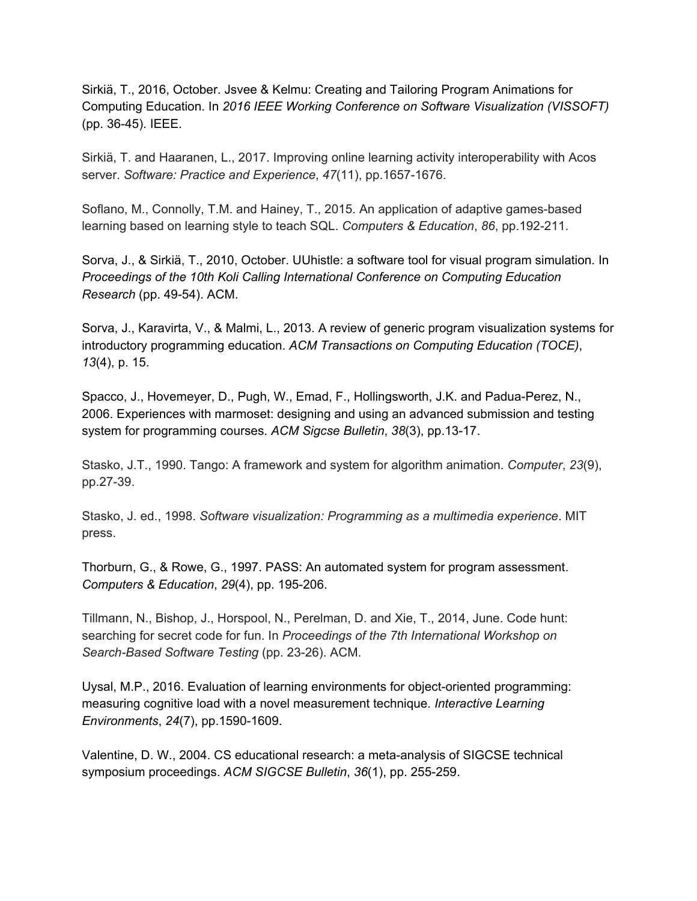Sirkiä, T., 2016, October. Jsvee & Kelmu: Creating and Tailoring Program Animations for Computing Education. In *2016 IEEE Working Conference on Software Visualization (VISSOFT)* (pp. 36-45). IEEE.

Sirkiä, T. and Haaranen, L., 2017. Improving online learning activity interoperability with Acos server. *Software: Practice and Experience*, *47*(11), pp.1657-1676.

Soflano, M., Connolly, T.M. and Hainey, T., 2015. An application of adaptive games-based learning based on learning style to teach SQL. *Computers & Education*, *86*, pp.192-211.

Sorva, J., & Sirkiä, T., 2010, October. UUhistle: a software tool for visual program simulation. In *Proceedings of the 10th Koli Calling International Conference on Computing Education Research* (pp. 49-54). ACM.

Sorva, J., Karavirta, V., & Malmi, L., 2013. A review of generic program visualization systems for introductory programming education. *ACM Transactions on Computing Education (TOCE)*, *13*(4), p. 15.

Spacco, J., Hovemeyer, D., Pugh, W., Emad, F., Hollingsworth, J.K. and Padua-Perez, N., 2006. Experiences with marmoset: designing and using an advanced submission and testing system for programming courses. *ACM Sigcse Bulletin*, *38*(3), pp.13-17.

Stasko, J.T., 1990. Tango: A framework and system for algorithm animation. *Computer*, *23*(9), pp.27-39.

Stasko, J. ed., 1998. *Software visualization: Programming as a multimedia experience*. MIT press.

Thorburn, G., & Rowe, G., 1997. PASS: An automated system for program assessment. *Computers & Education*, *29*(4), pp. 195-206.

Tillmann, N., Bishop, J., Horspool, N., Perelman, D. and Xie, T., 2014, June. Code hunt: searching for secret code for fun. In *Proceedings of the 7th International Workshop on Search-Based Software Testing* (pp. 23-26). ACM.

Uysal, M.P., 2016. Evaluation of learning environments for object-oriented programming: measuring cognitive load with a novel measurement technique. *Interactive Learning Environments*, *24*(7), pp.1590-1609.

Valentine, D. W., 2004. CS educational research: a meta-analysis of SIGCSE technical symposium proceedings. *ACM SIGCSE Bulletin*, *36*(1), pp. 255-259.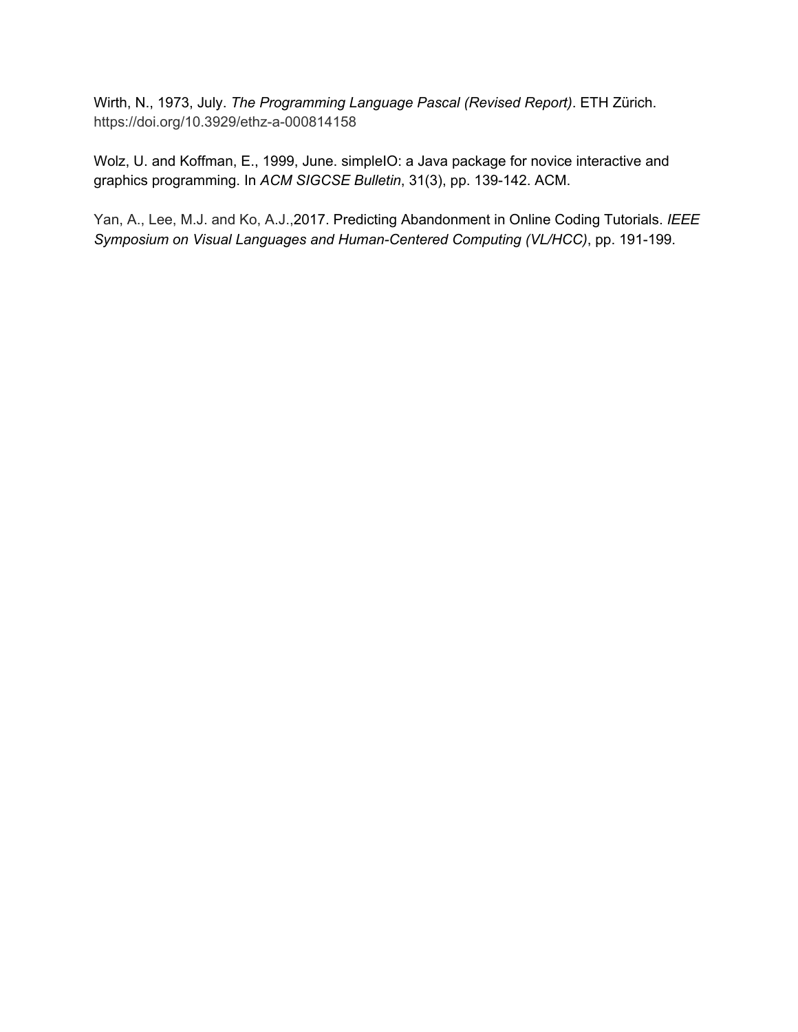Wirth, N., 1973, July. *The Programming Language Pascal (Revised Report)*. ETH Zürich. https://doi.org/10.3929/ethz-a-000814158

Wolz, U. and Koffman, E., 1999, June. simpleIO: a Java package for novice interactive and graphics programming. In *ACM SIGCSE Bulletin*, 31(3), pp. 139-142. ACM.

Yan, A., Lee, M.J. and Ko, A.J.,2017. Predicting Abandonment in Online Coding Tutorials. *IEEE Symposium on Visual Languages and Human-Centered Computing (VL/HCC)*, pp. 191-199.